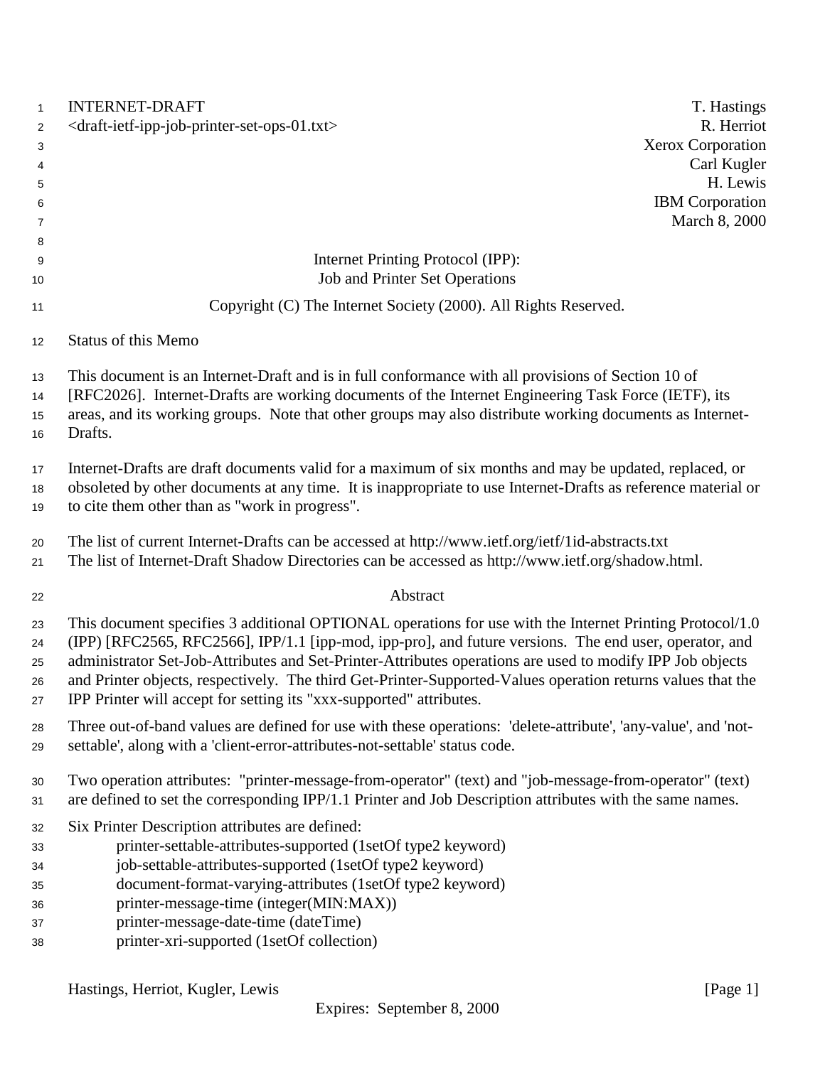INTERNET-DRAFT T. Hastings
<draft-ietf-ipp-job-printer-set-ops-01.txt> R. Herriot
Xerox Corporation
Carl Kugler
H. Lewis
IBM Corporation
March 8, 2000

# Internet Printing Protocol (IPP): Job and Printer Set Operations

Copyright (C) The Internet Society (2000). All Rights Reserved.

## Status of this Memo

This document is an Internet-Draft and is in full conformance with all provisions of Section 10 of [RFC2026]. Internet-Drafts are working documents of the Internet Engineering Task Force (IETF), its areas, and its working groups. Note that other groups may also distribute working documents as Internet-Drafts.

Internet-Drafts are draft documents valid for a maximum of six months and may be updated, replaced, or obsoleted by other documents at any time. It is inappropriate to use Internet-Drafts as reference material or to cite them other than as "work in progress".

The list of current Internet-Drafts can be accessed at http://www.ietf.org/ietf/1id-abstracts.txt
The list of Internet-Draft Shadow Directories can be accessed as http://www.ietf.org/shadow.html.

## Abstract

This document specifies 3 additional OPTIONAL operations for use with the Internet Printing Protocol/1.0 (IPP) [RFC2565, RFC2566], IPP/1.1 [ipp-mod, ipp-pro], and future versions. The end user, operator, and administrator Set-Job-Attributes and Set-Printer-Attributes operations are used to modify IPP Job objects and Printer objects, respectively. The third Get-Printer-Supported-Values operation returns values that the IPP Printer will accept for setting its "xxx-supported" attributes.

Three out-of-band values are defined for use with these operations: 'delete-attribute', 'any-value', and 'not-settable', along with a 'client-error-attributes-not-settable' status code.

Two operation attributes: "printer-message-from-operator" (text) and "job-message-from-operator" (text) are defined to set the corresponding IPP/1.1 Printer and Job Description attributes with the same names.

Six Printer Description attributes are defined:

- printer-settable-attributes-supported (1setOf type2 keyword)
- job-settable-attributes-supported (1setOf type2 keyword)
- document-format-varying-attributes (1setOf type2 keyword)
- printer-message-time (integer(MIN:MAX))
- printer-message-date-time (dateTime)
- printer-xri-supported (1setOf collection)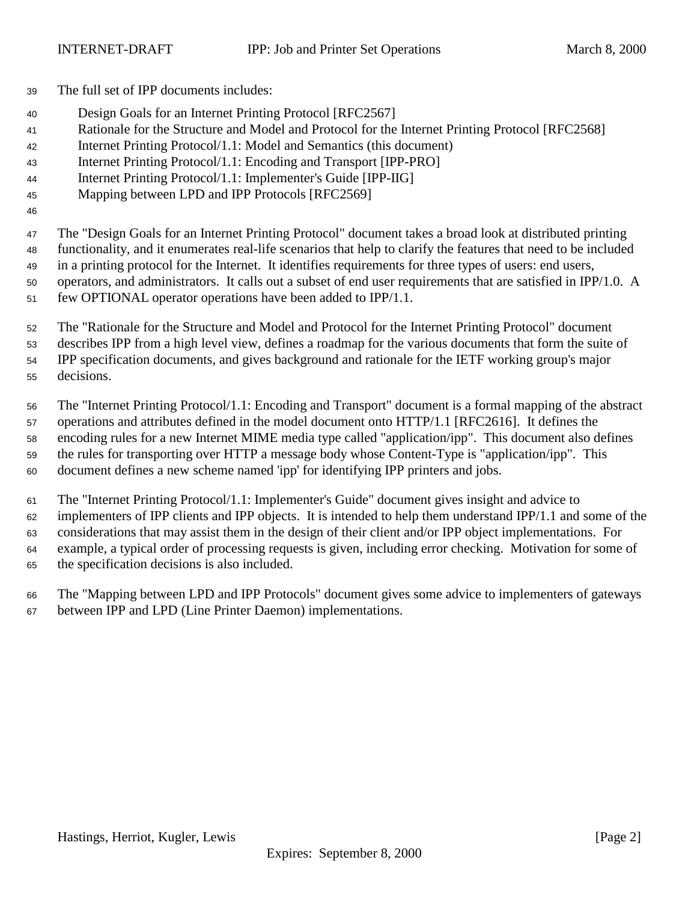The full set of IPP documents includes:

Design Goals for an Internet Printing Protocol [RFC2567]
Rationale for the Structure and Model and Protocol for the Internet Printing Protocol [RFC2568]
Internet Printing Protocol/1.1: Model and Semantics (this document)
Internet Printing Protocol/1.1: Encoding and Transport [IPP-PRO]
Internet Printing Protocol/1.1: Implementer's Guide [IPP-IIG]
Mapping between LPD and IPP Protocols [RFC2569]

The "Design Goals for an Internet Printing Protocol" document takes a broad look at distributed printing functionality, and it enumerates real-life scenarios that help to clarify the features that need to be included in a printing protocol for the Internet. It identifies requirements for three types of users: end users, operators, and administrators. It calls out a subset of end user requirements that are satisfied in IPP/1.0. A few OPTIONAL operator operations have been added to IPP/1.1.

The "Rationale for the Structure and Model and Protocol for the Internet Printing Protocol" document describes IPP from a high level view, defines a roadmap for the various documents that form the suite of IPP specification documents, and gives background and rationale for the IETF working group's major decisions.

The "Internet Printing Protocol/1.1: Encoding and Transport" document is a formal mapping of the abstract operations and attributes defined in the model document onto HTTP/1.1 [RFC2616]. It defines the encoding rules for a new Internet MIME media type called "application/ipp". This document also defines the rules for transporting over HTTP a message body whose Content-Type is "application/ipp". This document defines a new scheme named 'ipp' for identifying IPP printers and jobs.

The "Internet Printing Protocol/1.1: Implementer's Guide" document gives insight and advice to implementers of IPP clients and IPP objects. It is intended to help them understand IPP/1.1 and some of the considerations that may assist them in the design of their client and/or IPP object implementations. For example, a typical order of processing requests is given, including error checking. Motivation for some of the specification decisions is also included.

The "Mapping between LPD and IPP Protocols" document gives some advice to implementers of gateways between IPP and LPD (Line Printer Daemon) implementations.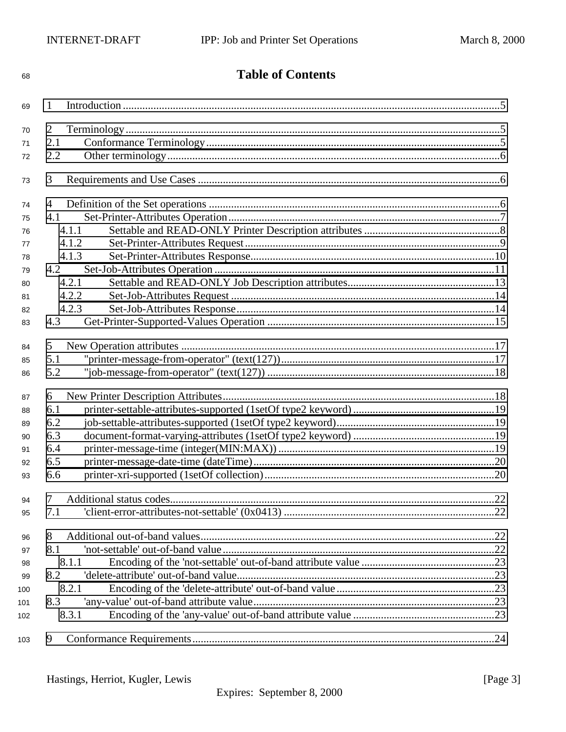# Table of Contents

1 Introduction........................................................................................................................................5

2 Terminology........................................................................................................................................5
2.1 Conformance Terminology..........................................................................................................5
2.2 Other terminology........................................................................................................................6

3 Requirements and Use Cases .............................................................................................................6

4 Definition of the Set operations .........................................................................................................6
4.1 Set-Printer-Attributes Operation..................................................................................................7
4.1.1 Settable and READ-ONLY Printer Description attributes .................................................8
4.1.2 Set-Printer-Attributes Request............................................................................................9
4.1.3 Set-Printer-Attributes Response........................................................................................10
4.2 Set-Job-Attributes Operation.....................................................................................................11
4.2.1 Settable and READ-ONLY Job Description attributes.....................................................13
4.2.2 Set-Job-Attributes Request ...............................................................................................14
4.2.3 Set-Job-Attributes Response.............................................................................................14
4.3 Get-Printer-Supported-Values Operation ..................................................................................15

5 New Operation attributes .................................................................................................................17
5.1 "printer-message-from-operator" (text(127))............................................................................17
5.2 "job-message-from-operator" (text(127)) ..................................................................................18

6 New Printer Description Attributes..................................................................................................18
6.1 printer-settable-attributes-supported (1setOf type2 keyword) ...................................................19
6.2 job-settable-attributes-supported (1setOf type2 keyword)..........................................................19
6.3 document-format-varying-attributes (1setOf type2 keyword) ...................................................19
6.4 printer-message-time (integer(MIN:MAX)) ..............................................................................19
6.5 printer-message-date-time (dateTime).......................................................................................20
6.6 printer-xri-supported (1setOf collection)...................................................................................20

7 Additional status codes.....................................................................................................................22
7.1 'client-error-attributes-not-settable' (0x0413) ............................................................................22

8 Additional out-of-band values..........................................................................................................22
8.1 'not-settable' out-of-band value..................................................................................................22
8.1.1 Encoding of the 'not-settable' out-of-band attribute value ................................................23
8.2 'delete-attribute' out-of-band value.............................................................................................23
8.2.1 Encoding of the 'delete-attribute' out-of-band value.........................................................23
8.3 'any-value' out-of-band attribute value.......................................................................................23
8.3.1 Encoding of the 'any-value' out-of-band attribute value ...................................................23

9 Conformance Requirements.............................................................................................................24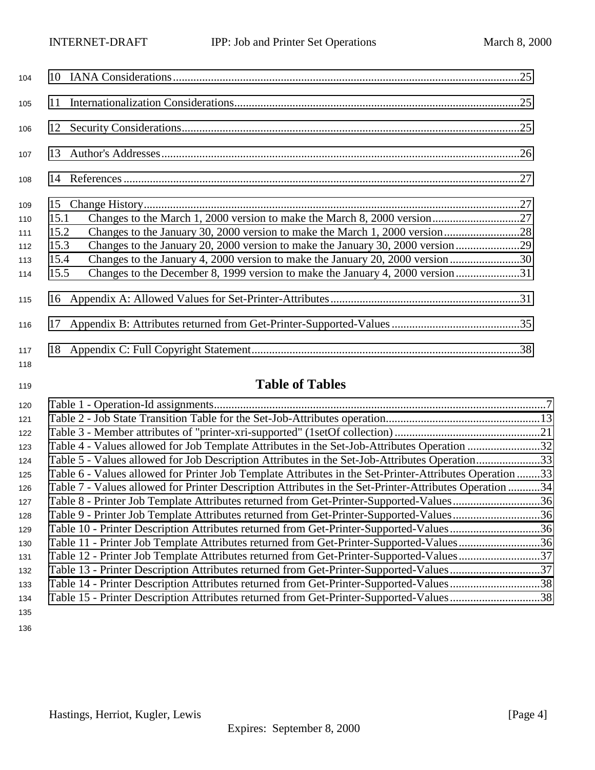10 IANA Considerations.......................................................................................................................25

11 Internationalization Considerations..................................................................................................25

12 Security Considerations....................................................................................................................25

13 Author's Addresses...........................................................................................................................26

14 References........................................................................................................................................27

15 Change History.................................................................................................................................27
15.1 Changes to the March 1, 2000 version to make the March 8, 2000 version..............................27
15.2 Changes to the January 30, 2000 version to make the March 1, 2000 version..........................28
15.3 Changes to the January 20, 2000 version to make the January 30, 2000 version......................29
15.4 Changes to the January 4, 2000 version to make the January 20, 2000 version........................30
15.5 Changes to the December 8, 1999 version to make the January 4, 2000 version......................31

16 Appendix A: Allowed Values for Set-Printer-Attributes.................................................................31

17 Appendix B: Attributes returned from Get-Printer-Supported-Values............................................35

18 Appendix C: Full Copyright Statement............................................................................................38

## Table of Tables

Table 1 - Operation-Id assignments...................................................................................................................7
Table 2 - Job State Transition Table for the Set-Job-Attributes operation.....................................................13
Table 3 - Member attributes of "printer-xri-supported" (1setOf collection)..................................................21
Table 4 - Values allowed for Job Template Attributes in the Set-Job-Attributes Operation .........................32
Table 5 - Values allowed for Job Description Attributes in the Set-Job-Attributes Operation......................33
Table 6 - Values allowed for Printer Job Template Attributes in the Set-Printer-Attributes Operation ........33
Table 7 - Values allowed for Printer Description Attributes in the Set-Printer-Attributes Operation ...........34
Table 8 - Printer Job Template Attributes returned from Get-Printer-Supported-Values..............................36
Table 9 - Printer Job Template Attributes returned from Get-Printer-Supported-Values..............................36
Table 10 - Printer Description Attributes returned from Get-Printer-Supported-Values...............................36
Table 11 - Printer Job Template Attributes returned from Get-Printer-Supported-Values............................36
Table 12 - Printer Job Template Attributes returned from Get-Printer-Supported-Values............................37
Table 13 - Printer Description Attributes returned from Get-Printer-Supported-Values...............................37
Table 14 - Printer Description Attributes returned from Get-Printer-Supported-Values...............................38
Table 15 - Printer Description Attributes returned from Get-Printer-Supported-Values...............................38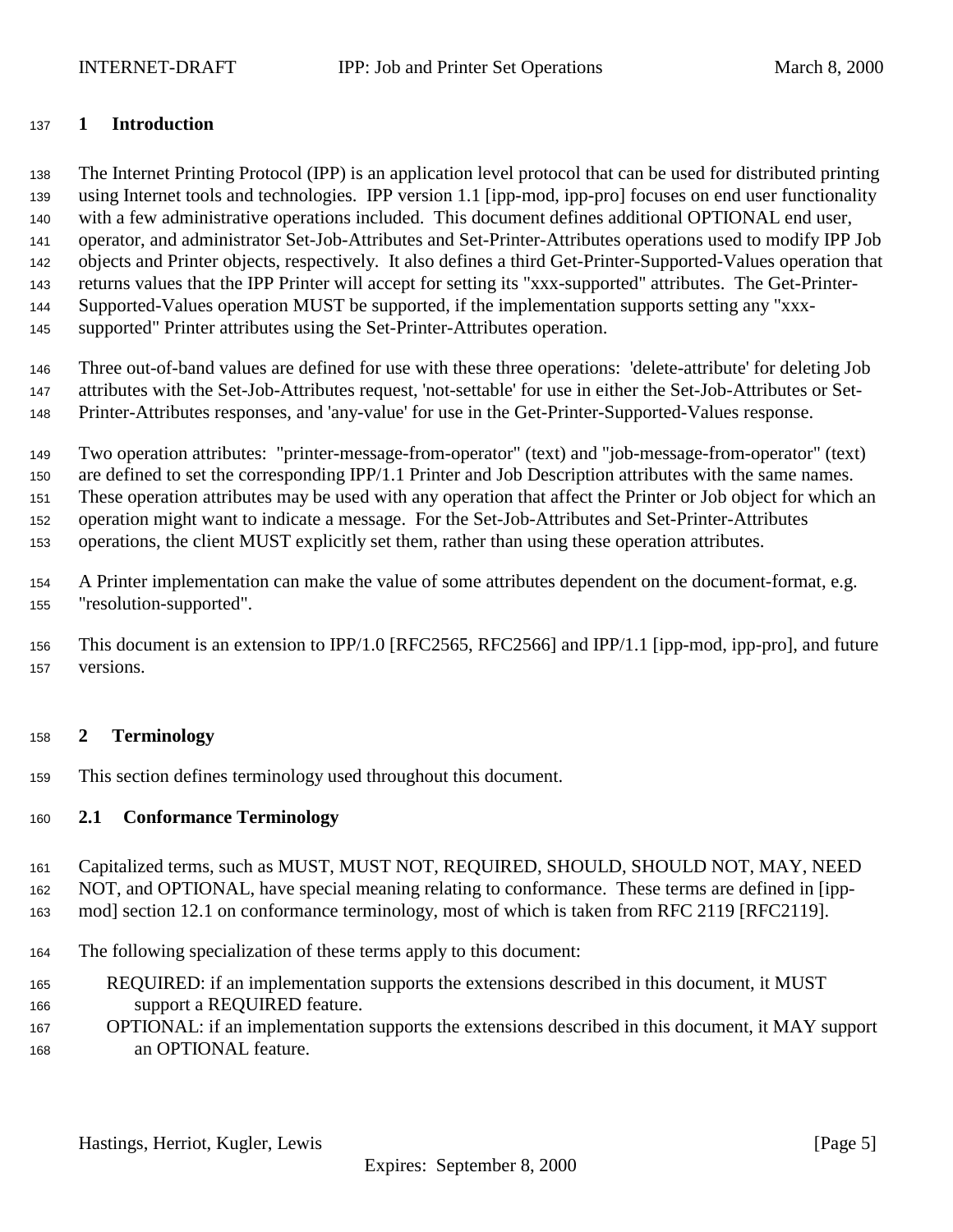# 1 Introduction

The Internet Printing Protocol (IPP) is an application level protocol that can be used for distributed printing using Internet tools and technologies. IPP version 1.1 [ipp-mod, ipp-pro] focuses on end user functionality with a few administrative operations included. This document defines additional OPTIONAL end user, operator, and administrator Set-Job-Attributes and Set-Printer-Attributes operations used to modify IPP Job objects and Printer objects, respectively. It also defines a third Get-Printer-Supported-Values operation that returns values that the IPP Printer will accept for setting its "xxx-supported" attributes. The Get-Printer-Supported-Values operation MUST be supported, if the implementation supports setting any "xxx-supported" Printer attributes using the Set-Printer-Attributes operation.

Three out-of-band values are defined for use with these three operations: 'delete-attribute' for deleting Job attributes with the Set-Job-Attributes request, 'not-settable' for use in either the Set-Job-Attributes or Set-Printer-Attributes responses, and 'any-value' for use in the Get-Printer-Supported-Values response.

Two operation attributes: "printer-message-from-operator" (text) and "job-message-from-operator" (text) are defined to set the corresponding IPP/1.1 Printer and Job Description attributes with the same names. These operation attributes may be used with any operation that affect the Printer or Job object for which an operation might want to indicate a message. For the Set-Job-Attributes and Set-Printer-Attributes operations, the client MUST explicitly set them, rather than using these operation attributes.

A Printer implementation can make the value of some attributes dependent on the document-format, e.g. "resolution-supported".

This document is an extension to IPP/1.0 [RFC2565, RFC2566] and IPP/1.1 [ipp-mod, ipp-pro], and future versions.

# 2 Terminology

This section defines terminology used throughout this document.

## 2.1 Conformance Terminology

Capitalized terms, such as MUST, MUST NOT, REQUIRED, SHOULD, SHOULD NOT, MAY, NEED NOT, and OPTIONAL, have special meaning relating to conformance. These terms are defined in [ipp-mod] section 12.1 on conformance terminology, most of which is taken from RFC 2119 [RFC2119].

The following specialization of these terms apply to this document:

REQUIRED: if an implementation supports the extensions described in this document, it MUST support a REQUIRED feature.

OPTIONAL: if an implementation supports the extensions described in this document, it MAY support an OPTIONAL feature.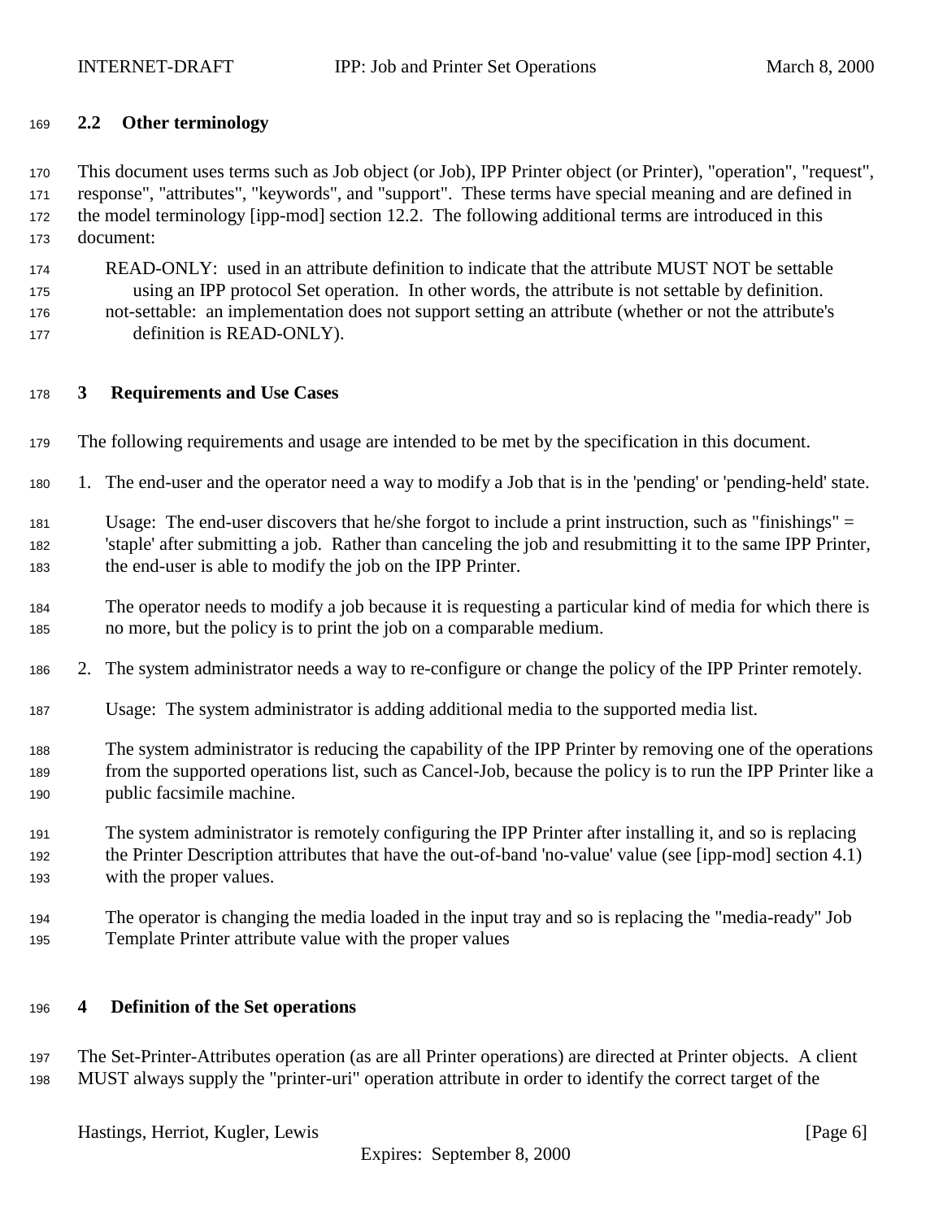## 2.2 Other terminology

This document uses terms such as Job object (or Job), IPP Printer object (or Printer), "operation", "request", response", "attributes", "keywords", and "support". These terms have special meaning and are defined in the model terminology [ipp-mod] section 12.2. The following additional terms are introduced in this document:

READ-ONLY: used in an attribute definition to indicate that the attribute MUST NOT be settable using an IPP protocol Set operation. In other words, the attribute is not settable by definition.

not-settable: an implementation does not support setting an attribute (whether or not the attribute's definition is READ-ONLY).

# 3 Requirements and Use Cases

The following requirements and usage are intended to be met by the specification in this document.

1. The end-user and the operator need a way to modify a Job that is in the 'pending' or 'pending-held' state.

   Usage: The end-user discovers that he/she forgot to include a print instruction, such as "finishings" = 'staple' after submitting a job. Rather than canceling the job and resubmitting it to the same IPP Printer, the end-user is able to modify the job on the IPP Printer.

   The operator needs to modify a job because it is requesting a particular kind of media for which there is no more, but the policy is to print the job on a comparable medium.

2. The system administrator needs a way to re-configure or change the policy of the IPP Printer remotely.

   Usage: The system administrator is adding additional media to the supported media list.

   The system administrator is reducing the capability of the IPP Printer by removing one of the operations from the supported operations list, such as Cancel-Job, because the policy is to run the IPP Printer like a public facsimile machine.

   The system administrator is remotely configuring the IPP Printer after installing it, and so is replacing the Printer Description attributes that have the out-of-band 'no-value' value (see [ipp-mod] section 4.1) with the proper values.

   The operator is changing the media loaded in the input tray and so is replacing the "media-ready" Job Template Printer attribute value with the proper values

# 4 Definition of the Set operations

The Set-Printer-Attributes operation (as are all Printer operations) are directed at Printer objects. A client MUST always supply the "printer-uri" operation attribute in order to identify the correct target of the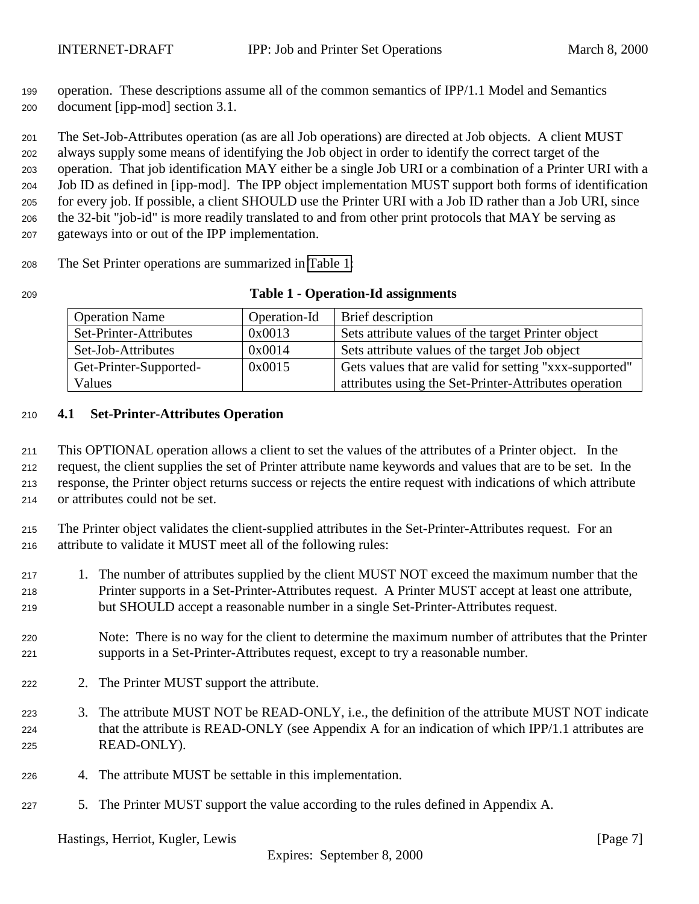operation. These descriptions assume all of the common semantics of IPP/1.1 Model and Semantics document [ipp-mod] section 3.1.

The Set-Job-Attributes operation (as are all Job operations) are directed at Job objects. A client MUST always supply some means of identifying the Job object in order to identify the correct target of the operation. That job identification MAY either be a single Job URI or a combination of a Printer URI with a Job ID as defined in [ipp-mod]. The IPP object implementation MUST support both forms of identification for every job. If possible, a client SHOULD use the Printer URI with a Job ID rather than a Job URI, since the 32-bit "job-id" is more readily translated to and from other print protocols that MAY be serving as gateways into or out of the IPP implementation.

The Set Printer operations are summarized in Table 1:

**Table 1 - Operation-Id assignments**

| Operation Name | Operation-Id | Brief description |
|---|---|---|
| Set-Printer-Attributes | 0x0013 | Sets attribute values of the target Printer object |
| Set-Job-Attributes | 0x0014 | Sets attribute values of the target Job object |
| Get-Printer-Supported-Values | 0x0015 | Gets values that are valid for setting "xxx-supported" attributes using the Set-Printer-Attributes operation |

### 4.1 Set-Printer-Attributes Operation

This OPTIONAL operation allows a client to set the values of the attributes of a Printer object. In the request, the client supplies the set of Printer attribute name keywords and values that are to be set. In the response, the Printer object returns success or rejects the entire request with indications of which attribute or attributes could not be set.

The Printer object validates the client-supplied attributes in the Set-Printer-Attributes request. For an attribute to validate it MUST meet all of the following rules:

1. The number of attributes supplied by the client MUST NOT exceed the maximum number that the Printer supports in a Set-Printer-Attributes request. A Printer MUST accept at least one attribute, but SHOULD accept a reasonable number in a single Set-Printer-Attributes request.

   Note: There is no way for the client to determine the maximum number of attributes that the Printer supports in a Set-Printer-Attributes request, except to try a reasonable number.

2. The Printer MUST support the attribute.

3. The attribute MUST NOT be READ-ONLY, i.e., the definition of the attribute MUST NOT indicate that the attribute is READ-ONLY (see Appendix A for an indication of which IPP/1.1 attributes are READ-ONLY).

4. The attribute MUST be settable in this implementation.

5. The Printer MUST support the value according to the rules defined in Appendix A.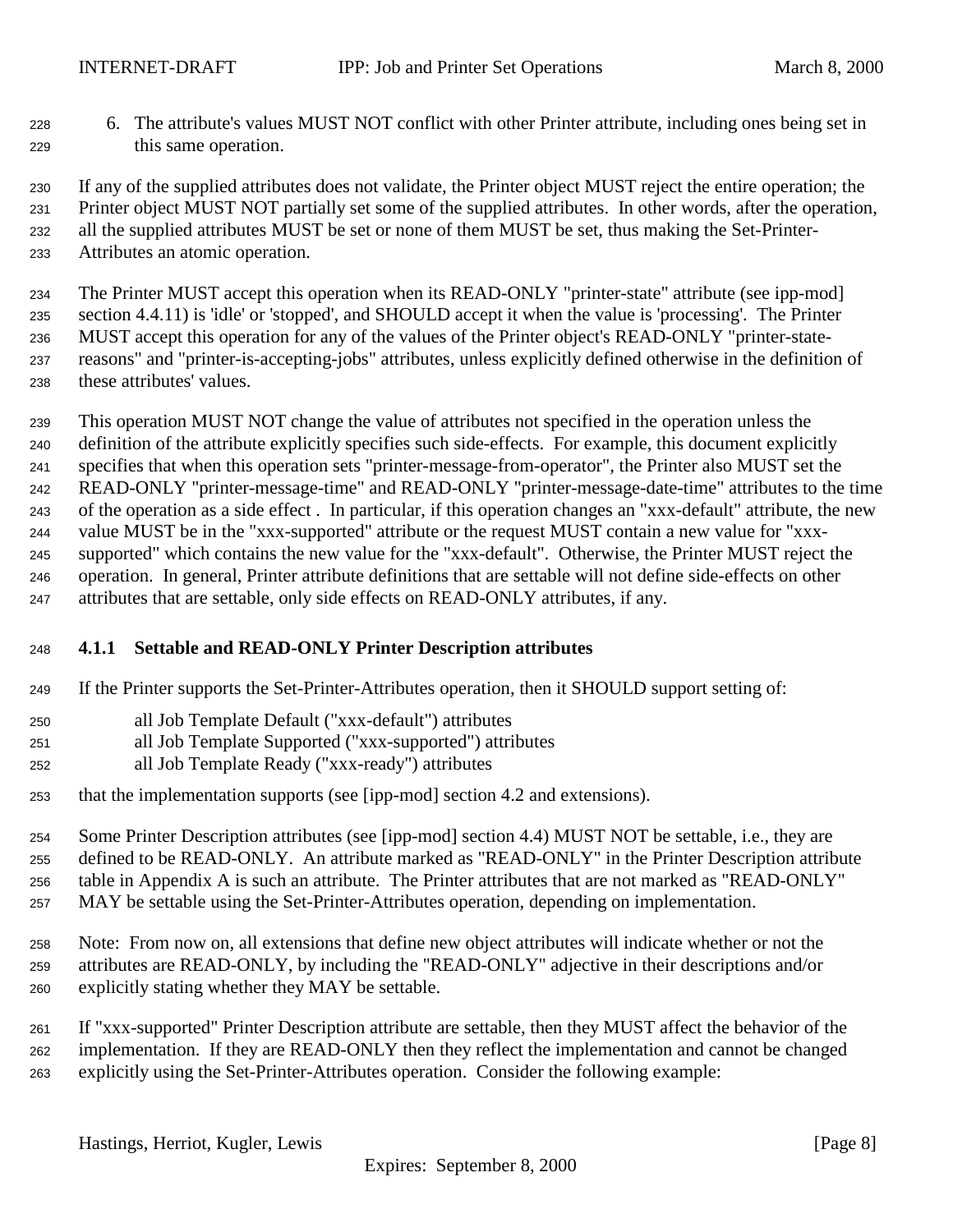6. The attribute's values MUST NOT conflict with other Printer attribute, including ones being set in this same operation.

If any of the supplied attributes does not validate, the Printer object MUST reject the entire operation; the Printer object MUST NOT partially set some of the supplied attributes. In other words, after the operation, all the supplied attributes MUST be set or none of them MUST be set, thus making the Set-Printer-Attributes an atomic operation.

The Printer MUST accept this operation when its READ-ONLY "printer-state" attribute (see ipp-mod] section 4.4.11) is 'idle' or 'stopped', and SHOULD accept it when the value is 'processing'. The Printer MUST accept this operation for any of the values of the Printer object's READ-ONLY "printer-state-reasons" and "printer-is-accepting-jobs" attributes, unless explicitly defined otherwise in the definition of these attributes' values.

This operation MUST NOT change the value of attributes not specified in the operation unless the definition of the attribute explicitly specifies such side-effects. For example, this document explicitly specifies that when this operation sets "printer-message-from-operator", the Printer also MUST set the READ-ONLY "printer-message-time" and READ-ONLY "printer-message-date-time" attributes to the time of the operation as a side effect . In particular, if this operation changes an "xxx-default" attribute, the new value MUST be in the "xxx-supported" attribute or the request MUST contain a new value for "xxx-supported" which contains the new value for the "xxx-default". Otherwise, the Printer MUST reject the operation. In general, Printer attribute definitions that are settable will not define side-effects on other attributes that are settable, only side effects on READ-ONLY attributes, if any.

### 4.1.1 Settable and READ-ONLY Printer Description attributes

If the Printer supports the Set-Printer-Attributes operation, then it SHOULD support setting of:

all Job Template Default ("xxx-default") attributes
all Job Template Supported ("xxx-supported") attributes
all Job Template Ready ("xxx-ready") attributes

that the implementation supports (see [ipp-mod] section 4.2 and extensions).

Some Printer Description attributes (see [ipp-mod] section 4.4) MUST NOT be settable, i.e., they are defined to be READ-ONLY. An attribute marked as "READ-ONLY" in the Printer Description attribute table in Appendix A is such an attribute. The Printer attributes that are not marked as "READ-ONLY" MAY be settable using the Set-Printer-Attributes operation, depending on implementation.

Note: From now on, all extensions that define new object attributes will indicate whether or not the attributes are READ-ONLY, by including the "READ-ONLY" adjective in their descriptions and/or explicitly stating whether they MAY be settable.

If "xxx-supported" Printer Description attribute are settable, then they MUST affect the behavior of the implementation. If they are READ-ONLY then they reflect the implementation and cannot be changed explicitly using the Set-Printer-Attributes operation. Consider the following example: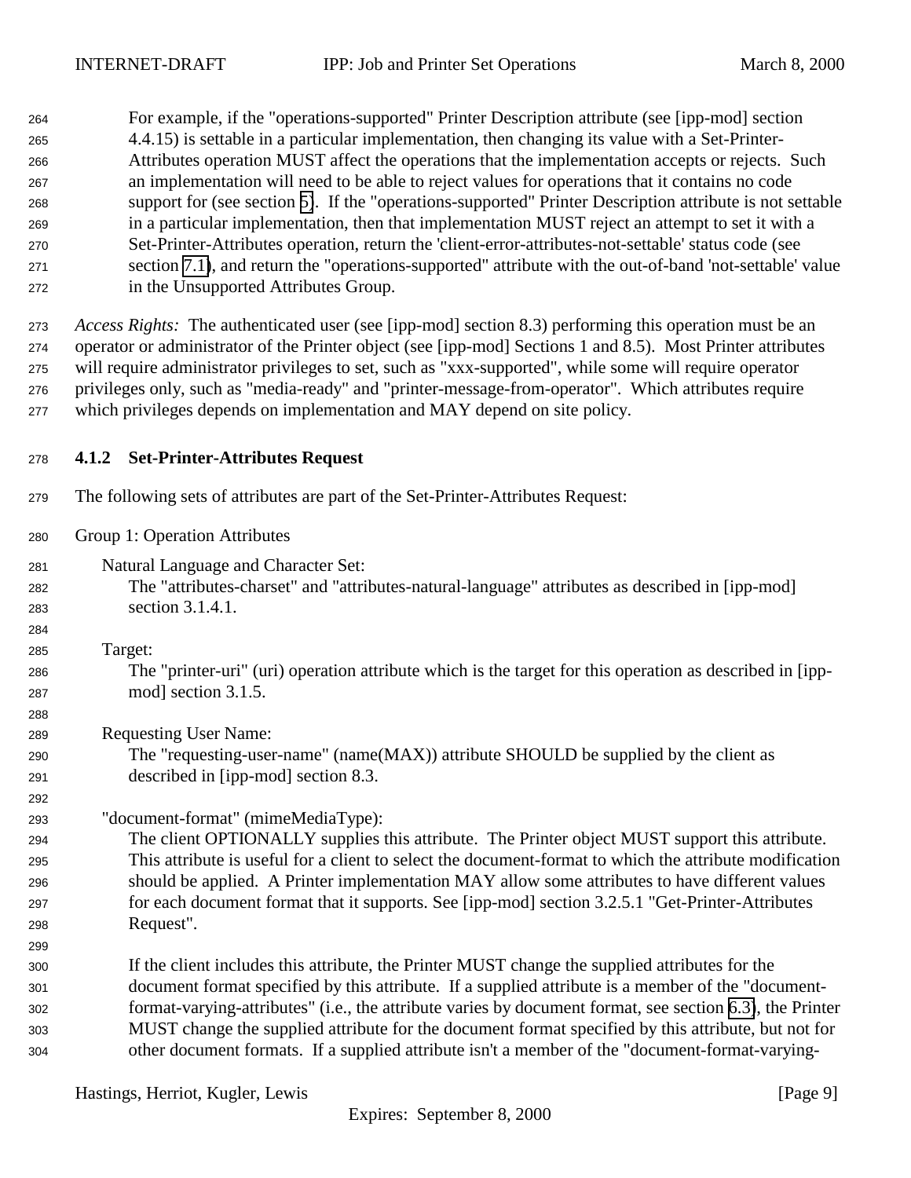For example, if the "operations-supported" Printer Description attribute (see [ipp-mod] section 4.4.15) is settable in a particular implementation, then changing its value with a Set-Printer-Attributes operation MUST affect the operations that the implementation accepts or rejects. Such an implementation will need to be able to reject values for operations that it contains no code support for (see section 5). If the "operations-supported" Printer Description attribute is not settable in a particular implementation, then that implementation MUST reject an attempt to set it with a Set-Printer-Attributes operation, return the 'client-error-attributes-not-settable' status code (see section 7.1), and return the "operations-supported" attribute with the out-of-band 'not-settable' value in the Unsupported Attributes Group.

*Access Rights:* The authenticated user (see [ipp-mod] section 8.3) performing this operation must be an operator or administrator of the Printer object (see [ipp-mod] Sections 1 and 8.5). Most Printer attributes will require administrator privileges to set, such as "xxx-supported", while some will require operator privileges only, such as "media-ready" and "printer-message-from-operator". Which attributes require which privileges depends on implementation and MAY depend on site policy.

### 4.1.2 Set-Printer-Attributes Request

The following sets of attributes are part of the Set-Printer-Attributes Request:

Group 1: Operation Attributes

Natural Language and Character Set:
The "attributes-charset" and "attributes-natural-language" attributes as described in [ipp-mod] section 3.1.4.1.

Target:
The "printer-uri" (uri) operation attribute which is the target for this operation as described in [ipp-mod] section 3.1.5.

Requesting User Name:
The "requesting-user-name" (name(MAX)) attribute SHOULD be supplied by the client as described in [ipp-mod] section 8.3.

"document-format" (mimeMediaType):
The client OPTIONALLY supplies this attribute. The Printer object MUST support this attribute. This attribute is useful for a client to select the document-format to which the attribute modification should be applied. A Printer implementation MAY allow some attributes to have different values for each document format that it supports. See [ipp-mod] section 3.2.5.1 "Get-Printer-Attributes Request".

If the client includes this attribute, the Printer MUST change the supplied attributes for the document format specified by this attribute. If a supplied attribute is a member of the "document-format-varying-attributes" (i.e., the attribute varies by document format, see section 6.3), the Printer MUST change the supplied attribute for the document format specified by this attribute, but not for other document formats. If a supplied attribute isn't a member of the "document-format-varying-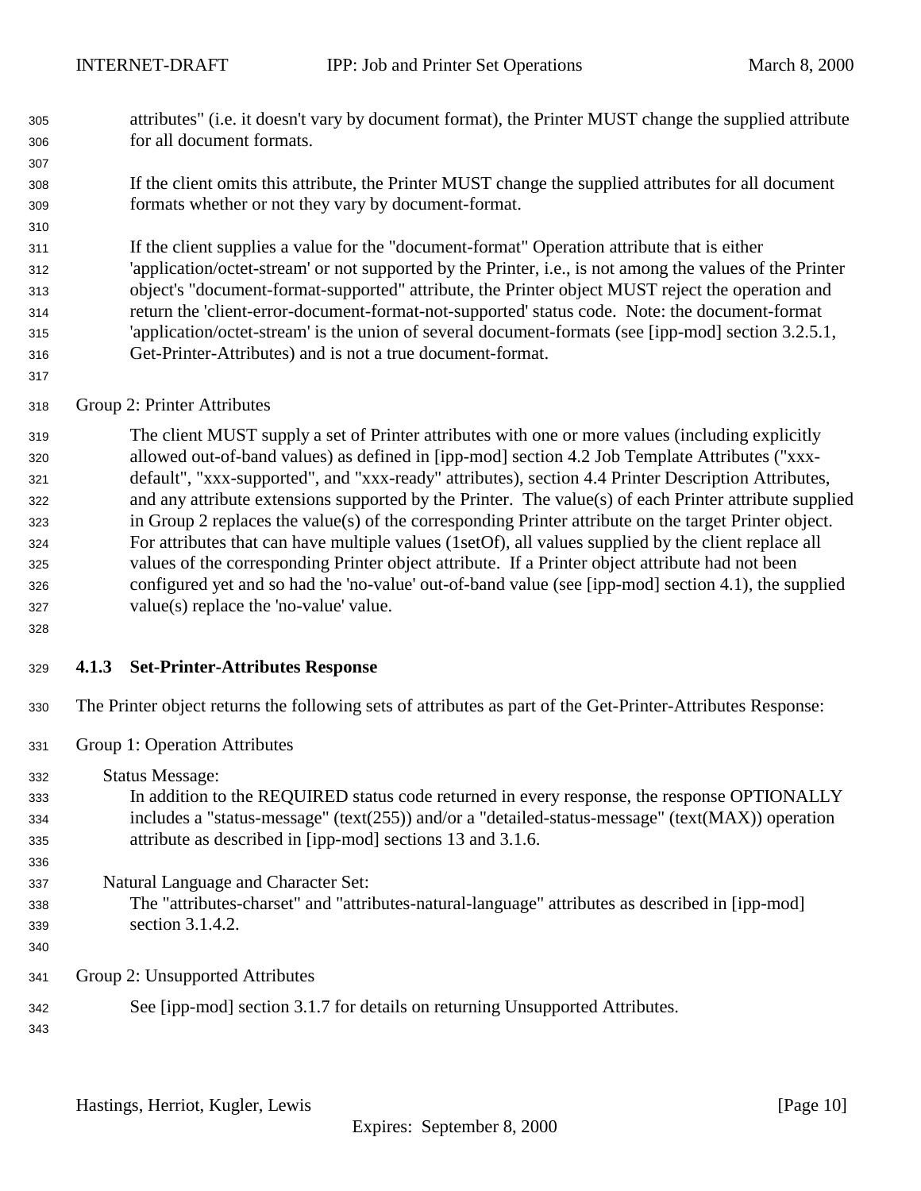attributes" (i.e. it doesn't vary by document format), the Printer MUST change the supplied attribute for all document formats.

If the client omits this attribute, the Printer MUST change the supplied attributes for all document formats whether or not they vary by document-format.

If the client supplies a value for the "document-format" Operation attribute that is either 'application/octet-stream' or not supported by the Printer, i.e., is not among the values of the Printer object's "document-format-supported" attribute, the Printer object MUST reject the operation and return the 'client-error-document-format-not-supported' status code. Note: the document-format 'application/octet-stream' is the union of several document-formats (see [ipp-mod] section 3.2.5.1, Get-Printer-Attributes) and is not a true document-format.

Group 2: Printer Attributes

The client MUST supply a set of Printer attributes with one or more values (including explicitly allowed out-of-band values) as defined in [ipp-mod] section 4.2 Job Template Attributes ("xxx-default", "xxx-supported", and "xxx-ready" attributes), section 4.4 Printer Description Attributes, and any attribute extensions supported by the Printer. The value(s) of each Printer attribute supplied in Group 2 replaces the value(s) of the corresponding Printer attribute on the target Printer object. For attributes that can have multiple values (1setOf), all values supplied by the client replace all values of the corresponding Printer object attribute. If a Printer object attribute had not been configured yet and so had the 'no-value' out-of-band value (see [ipp-mod] section 4.1), the supplied value(s) replace the 'no-value' value.

### 4.1.3 Set-Printer-Attributes Response

The Printer object returns the following sets of attributes as part of the Get-Printer-Attributes Response:

Group 1: Operation Attributes

Status Message:
In addition to the REQUIRED status code returned in every response, the response OPTIONALLY includes a "status-message" (text(255)) and/or a "detailed-status-message" (text(MAX)) operation attribute as described in [ipp-mod] sections 13 and 3.1.6.

Natural Language and Character Set:
The "attributes-charset" and "attributes-natural-language" attributes as described in [ipp-mod] section 3.1.4.2.

Group 2: Unsupported Attributes

See [ipp-mod] section 3.1.7 for details on returning Unsupported Attributes.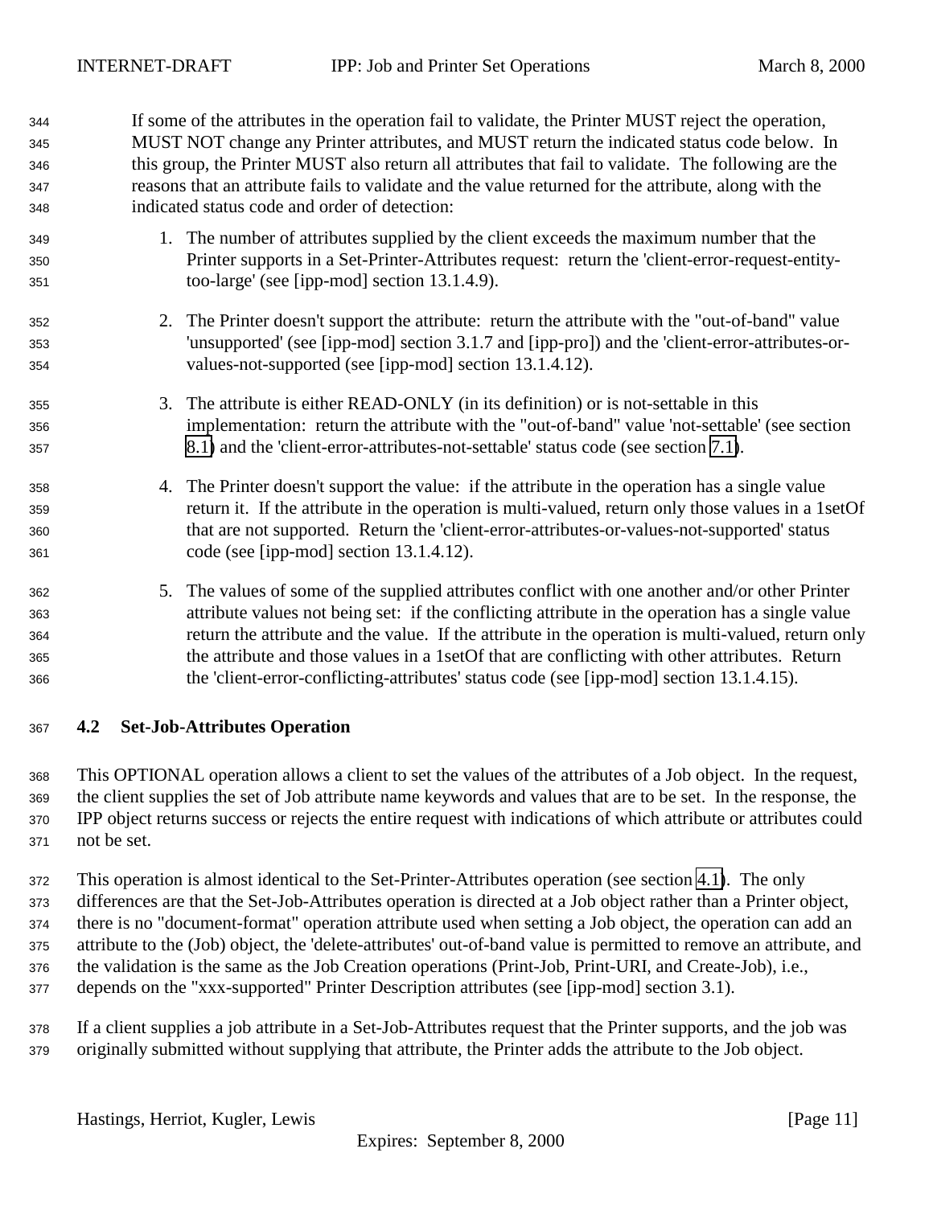If some of the attributes in the operation fail to validate, the Printer MUST reject the operation, MUST NOT change any Printer attributes, and MUST return the indicated status code below. In this group, the Printer MUST also return all attributes that fail to validate. The following are the reasons that an attribute fails to validate and the value returned for the attribute, along with the indicated status code and order of detection:

1. The number of attributes supplied by the client exceeds the maximum number that the Printer supports in a Set-Printer-Attributes request: return the 'client-error-request-entity-too-large' (see [ipp-mod] section 13.1.4.9).

2. The Printer doesn't support the attribute: return the attribute with the "out-of-band" value 'unsupported' (see [ipp-mod] section 3.1.7 and [ipp-pro]) and the 'client-error-attributes-or-values-not-supported (see [ipp-mod] section 13.1.4.12).

3. The attribute is either READ-ONLY (in its definition) or is not-settable in this implementation: return the attribute with the "out-of-band" value 'not-settable' (see section 8.1) and the 'client-error-attributes-not-settable' status code (see section 7.1).

4. The Printer doesn't support the value: if the attribute in the operation has a single value return it. If the attribute in the operation is multi-valued, return only those values in a 1setOf that are not supported. Return the 'client-error-attributes-or-values-not-supported' status code (see [ipp-mod] section 13.1.4.12).

5. The values of some of the supplied attributes conflict with one another and/or other Printer attribute values not being set: if the conflicting attribute in the operation has a single value return the attribute and the value. If the attribute in the operation is multi-valued, return only the attribute and those values in a 1setOf that are conflicting with other attributes. Return the 'client-error-conflicting-attributes' status code (see [ipp-mod] section 13.1.4.15).

## 4.2 Set-Job-Attributes Operation

This OPTIONAL operation allows a client to set the values of the attributes of a Job object. In the request, the client supplies the set of Job attribute name keywords and values that are to be set. In the response, the IPP object returns success or rejects the entire request with indications of which attribute or attributes could not be set.

This operation is almost identical to the Set-Printer-Attributes operation (see section 4.1). The only differences are that the Set-Job-Attributes operation is directed at a Job object rather than a Printer object, there is no "document-format" operation attribute used when setting a Job object, the operation can add an attribute to the (Job) object, the 'delete-attributes' out-of-band value is permitted to remove an attribute, and the validation is the same as the Job Creation operations (Print-Job, Print-URI, and Create-Job), i.e., depends on the "xxx-supported" Printer Description attributes (see [ipp-mod] section 3.1).

If a client supplies a job attribute in a Set-Job-Attributes request that the Printer supports, and the job was originally submitted without supplying that attribute, the Printer adds the attribute to the Job object.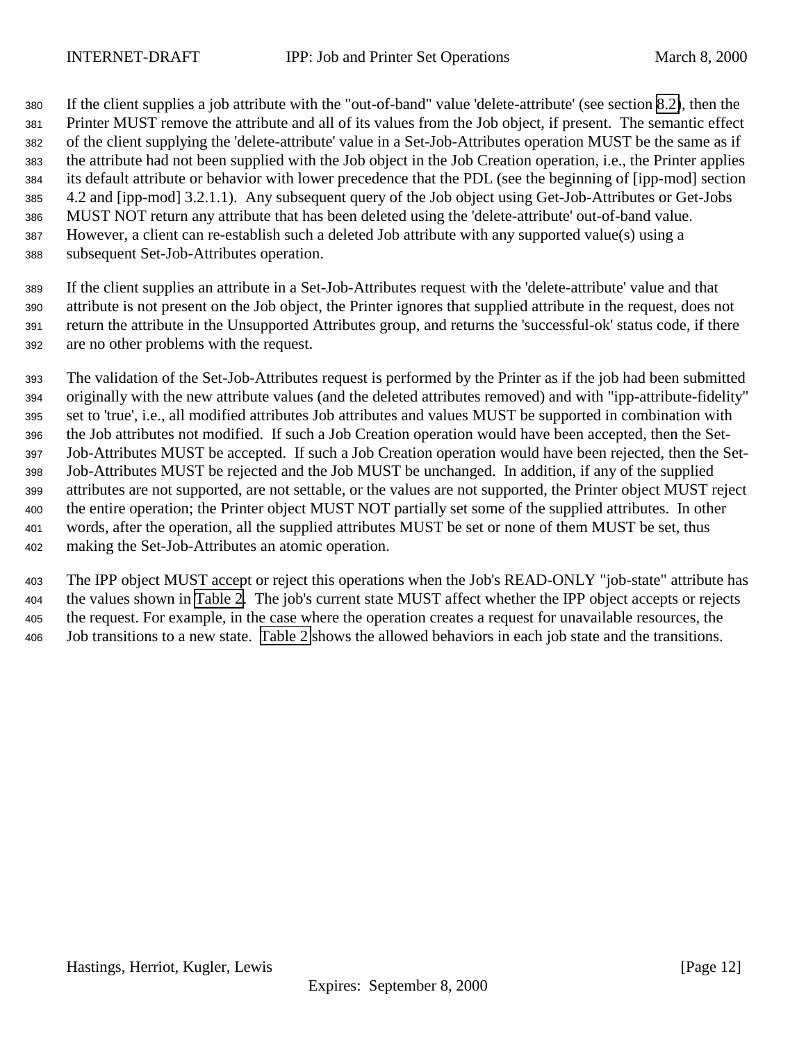If the client supplies a job attribute with the "out-of-band" value 'delete-attribute' (see section 8.2), then the Printer MUST remove the attribute and all of its values from the Job object, if present. The semantic effect of the client supplying the 'delete-attribute' value in a Set-Job-Attributes operation MUST be the same as if the attribute had not been supplied with the Job object in the Job Creation operation, i.e., the Printer applies its default attribute or behavior with lower precedence that the PDL (see the beginning of [ipp-mod] section 4.2 and [ipp-mod] 3.2.1.1). Any subsequent query of the Job object using Get-Job-Attributes or Get-Jobs MUST NOT return any attribute that has been deleted using the 'delete-attribute' out-of-band value. However, a client can re-establish such a deleted Job attribute with any supported value(s) using a subsequent Set-Job-Attributes operation.

If the client supplies an attribute in a Set-Job-Attributes request with the 'delete-attribute' value and that attribute is not present on the Job object, the Printer ignores that supplied attribute in the request, does not return the attribute in the Unsupported Attributes group, and returns the 'successful-ok' status code, if there are no other problems with the request.

The validation of the Set-Job-Attributes request is performed by the Printer as if the job had been submitted originally with the new attribute values (and the deleted attributes removed) and with "ipp-attribute-fidelity" set to 'true', i.e., all modified attributes Job attributes and values MUST be supported in combination with the Job attributes not modified. If such a Job Creation operation would have been accepted, then the Set-Job-Attributes MUST be accepted. If such a Job Creation operation would have been rejected, then the Set-Job-Attributes MUST be rejected and the Job MUST be unchanged. In addition, if any of the supplied attributes are not supported, are not settable, or the values are not supported, the Printer object MUST reject the entire operation; the Printer object MUST NOT partially set some of the supplied attributes. In other words, after the operation, all the supplied attributes MUST be set or none of them MUST be set, thus making the Set-Job-Attributes an atomic operation.

The IPP object MUST accept or reject this operations when the Job's READ-ONLY "job-state" attribute has the values shown in Table 2. The job's current state MUST affect whether the IPP object accepts or rejects the request. For example, in the case where the operation creates a request for unavailable resources, the Job transitions to a new state. Table 2 shows the allowed behaviors in each job state and the transitions.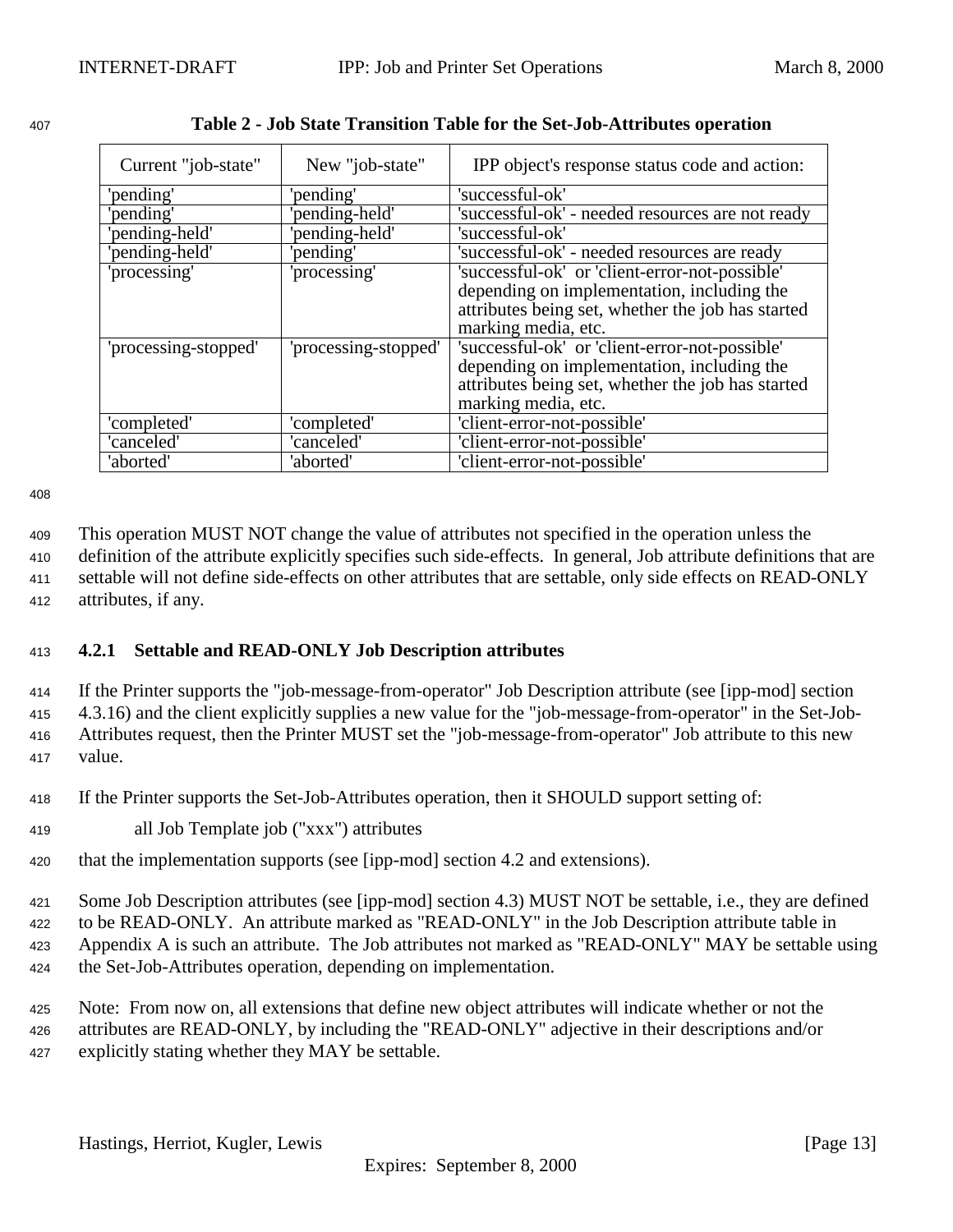**Table 2 - Job State Transition Table for the Set-Job-Attributes operation**

| Current "job-state" | New "job-state" | IPP object's response status code and action: |
|---|---|---|
| 'pending' | 'pending' | 'successful-ok' |
| 'pending' | 'pending-held' | 'successful-ok' - needed resources are not ready |
| 'pending-held' | 'pending-held' | 'successful-ok' |
| 'pending-held' | 'pending' | 'successful-ok' - needed resources are ready |
| 'processing' | 'processing' | 'successful-ok' or 'client-error-not-possible' depending on implementation, including the attributes being set, whether the job has started marking media, etc. |
| 'processing-stopped' | 'processing-stopped' | 'successful-ok' or 'client-error-not-possible' depending on implementation, including the attributes being set, whether the job has started marking media, etc. |
| 'completed' | 'completed' | 'client-error-not-possible' |
| 'canceled' | 'canceled' | 'client-error-not-possible' |
| 'aborted' | 'aborted' | 'client-error-not-possible' |

This operation MUST NOT change the value of attributes not specified in the operation unless the definition of the attribute explicitly specifies such side-effects. In general, Job attribute definitions that are settable will not define side-effects on other attributes that are settable, only side effects on READ-ONLY attributes, if any.

### 4.2.1 Settable and READ-ONLY Job Description attributes

If the Printer supports the "job-message-from-operator" Job Description attribute (see [ipp-mod] section 4.3.16) and the client explicitly supplies a new value for the "job-message-from-operator" in the Set-Job-Attributes request, then the Printer MUST set the "job-message-from-operator" Job attribute to this new value.

If the Printer supports the Set-Job-Attributes operation, then it SHOULD support setting of:

all Job Template job ("xxx") attributes

that the implementation supports (see [ipp-mod] section 4.2 and extensions).

Some Job Description attributes (see [ipp-mod] section 4.3) MUST NOT be settable, i.e., they are defined to be READ-ONLY. An attribute marked as "READ-ONLY" in the Job Description attribute table in Appendix A is such an attribute. The Job attributes not marked as "READ-ONLY" MAY be settable using the Set-Job-Attributes operation, depending on implementation.

Note: From now on, all extensions that define new object attributes will indicate whether or not the attributes are READ-ONLY, by including the "READ-ONLY" adjective in their descriptions and/or explicitly stating whether they MAY be settable.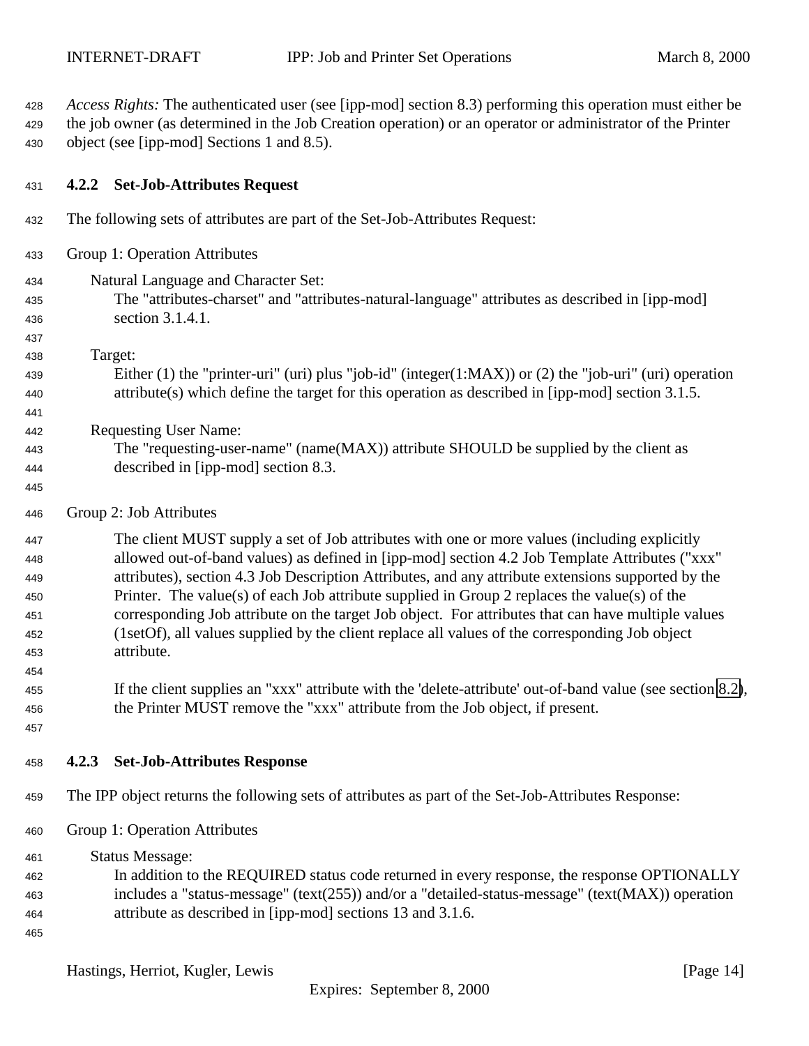*Access Rights:* The authenticated user (see [ipp-mod] section 8.3) performing this operation must either be the job owner (as determined in the Job Creation operation) or an operator or administrator of the Printer object (see [ipp-mod] Sections 1 and 8.5).

### 4.2.2 Set-Job-Attributes Request

The following sets of attributes are part of the Set-Job-Attributes Request:

Group 1: Operation Attributes

Natural Language and Character Set:
The "attributes-charset" and "attributes-natural-language" attributes as described in [ipp-mod] section 3.1.4.1.

Target:
Either (1) the "printer-uri" (uri) plus "job-id" (integer(1:MAX)) or (2) the "job-uri" (uri) operation attribute(s) which define the target for this operation as described in [ipp-mod] section 3.1.5.

Requesting User Name:
The "requesting-user-name" (name(MAX)) attribute SHOULD be supplied by the client as described in [ipp-mod] section 8.3.

Group 2: Job Attributes

The client MUST supply a set of Job attributes with one or more values (including explicitly allowed out-of-band values) as defined in [ipp-mod] section 4.2 Job Template Attributes ("xxx" attributes), section 4.3 Job Description Attributes, and any attribute extensions supported by the Printer. The value(s) of each Job attribute supplied in Group 2 replaces the value(s) of the corresponding Job attribute on the target Job object. For attributes that can have multiple values (1setOf), all values supplied by the client replace all values of the corresponding Job object attribute.

If the client supplies an "xxx" attribute with the 'delete-attribute' out-of-band value (see section 8.2), the Printer MUST remove the "xxx" attribute from the Job object, if present.

### 4.2.3 Set-Job-Attributes Response

The IPP object returns the following sets of attributes as part of the Set-Job-Attributes Response:

Group 1: Operation Attributes

Status Message:
In addition to the REQUIRED status code returned in every response, the response OPTIONALLY includes a "status-message" (text(255)) and/or a "detailed-status-message" (text(MAX)) operation attribute as described in [ipp-mod] sections 13 and 3.1.6.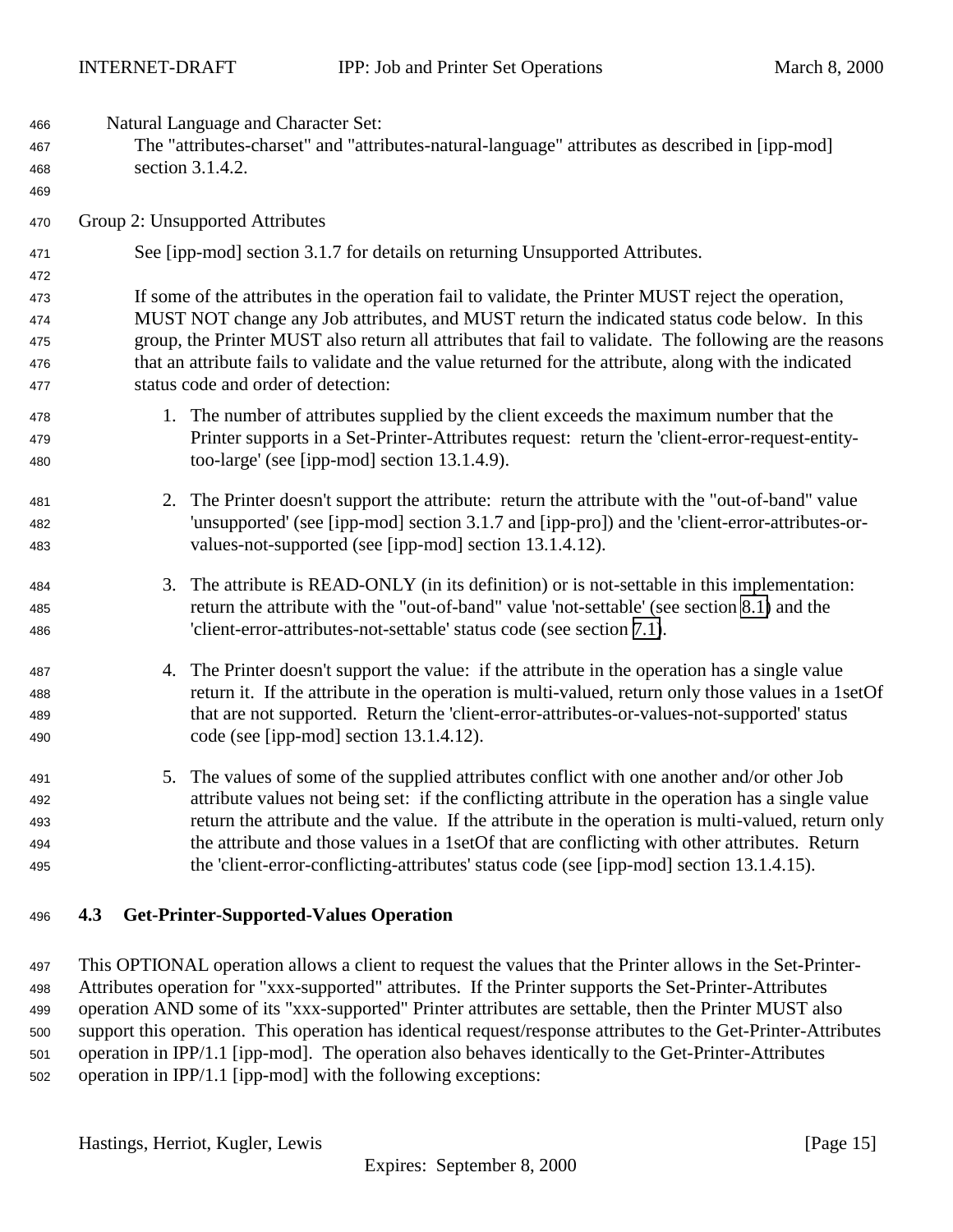Natural Language and Character Set:
The "attributes-charset" and "attributes-natural-language" attributes as described in [ipp-mod] section 3.1.4.2.

Group 2: Unsupported Attributes

See [ipp-mod] section 3.1.7 for details on returning Unsupported Attributes.

If some of the attributes in the operation fail to validate, the Printer MUST reject the operation, MUST NOT change any Job attributes, and MUST return the indicated status code below. In this group, the Printer MUST also return all attributes that fail to validate. The following are the reasons that an attribute fails to validate and the value returned for the attribute, along with the indicated status code and order of detection:

1. The number of attributes supplied by the client exceeds the maximum number that the Printer supports in a Set-Printer-Attributes request: return the 'client-error-request-entity-too-large' (see [ipp-mod] section 13.1.4.9).

2. The Printer doesn't support the attribute: return the attribute with the "out-of-band" value 'unsupported' (see [ipp-mod] section 3.1.7 and [ipp-pro]) and the 'client-error-attributes-or-values-not-supported (see [ipp-mod] section 13.1.4.12).

3. The attribute is READ-ONLY (in its definition) or is not-settable in this implementation: return the attribute with the "out-of-band" value 'not-settable' (see section 8.1) and the 'client-error-attributes-not-settable' status code (see section 7.1).

4. The Printer doesn't support the value: if the attribute in the operation has a single value return it. If the attribute in the operation is multi-valued, return only those values in a 1setOf that are not supported. Return the 'client-error-attributes-or-values-not-supported' status code (see [ipp-mod] section 13.1.4.12).

5. The values of some of the supplied attributes conflict with one another and/or other Job attribute values not being set: if the conflicting attribute in the operation has a single value return the attribute and the value. If the attribute in the operation is multi-valued, return only the attribute and those values in a 1setOf that are conflicting with other attributes. Return the 'client-error-conflicting-attributes' status code (see [ipp-mod] section 13.1.4.15).

### 4.3 Get-Printer-Supported-Values Operation

This OPTIONAL operation allows a client to request the values that the Printer allows in the Set-Printer-Attributes operation for "xxx-supported" attributes. If the Printer supports the Set-Printer-Attributes operation AND some of its "xxx-supported" Printer attributes are settable, then the Printer MUST also support this operation. This operation has identical request/response attributes to the Get-Printer-Attributes operation in IPP/1.1 [ipp-mod]. The operation also behaves identically to the Get-Printer-Attributes operation in IPP/1.1 [ipp-mod] with the following exceptions: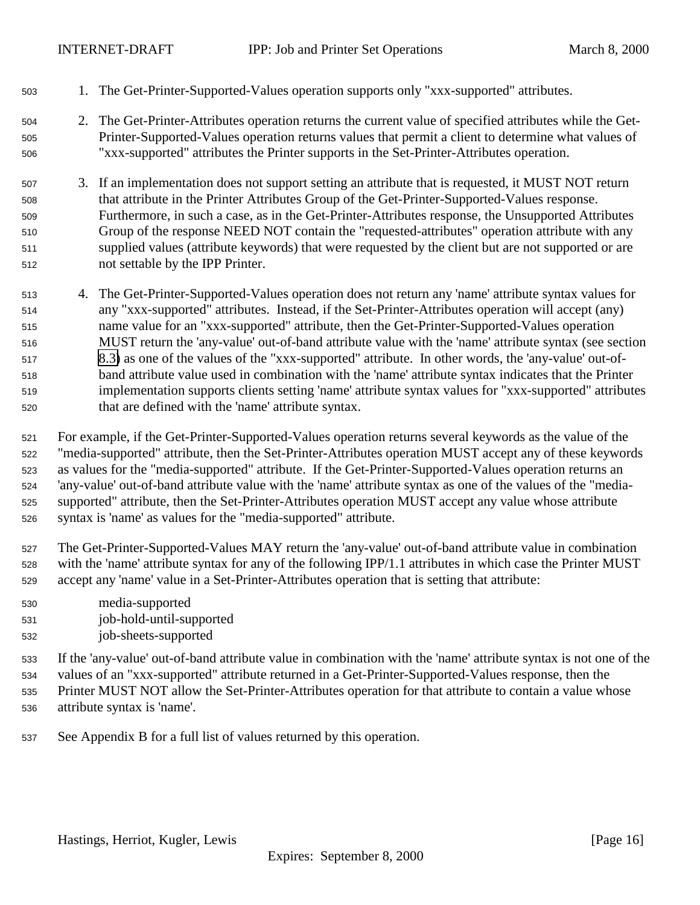1. The Get-Printer-Supported-Values operation supports only "xxx-supported" attributes.

2. The Get-Printer-Attributes operation returns the current value of specified attributes while the Get-Printer-Supported-Values operation returns values that permit a client to determine what values of "xxx-supported" attributes the Printer supports in the Set-Printer-Attributes operation.

3. If an implementation does not support setting an attribute that is requested, it MUST NOT return that attribute in the Printer Attributes Group of the Get-Printer-Supported-Values response. Furthermore, in such a case, as in the Get-Printer-Attributes response, the Unsupported Attributes Group of the response NEED NOT contain the "requested-attributes" operation attribute with any supplied values (attribute keywords) that were requested by the client but are not supported or are not settable by the IPP Printer.

4. The Get-Printer-Supported-Values operation does not return any 'name' attribute syntax values for any "xxx-supported" attributes. Instead, if the Set-Printer-Attributes operation will accept (any) name value for an "xxx-supported" attribute, then the Get-Printer-Supported-Values operation MUST return the 'any-value' out-of-band attribute value with the 'name' attribute syntax (see section 8.3) as one of the values of the "xxx-supported" attribute. In other words, the 'any-value' out-of-band attribute value used in combination with the 'name' attribute syntax indicates that the Printer implementation supports clients setting 'name' attribute syntax values for "xxx-supported" attributes that are defined with the 'name' attribute syntax.

For example, if the Get-Printer-Supported-Values operation returns several keywords as the value of the "media-supported" attribute, then the Set-Printer-Attributes operation MUST accept any of these keywords as values for the "media-supported" attribute. If the Get-Printer-Supported-Values operation returns an 'any-value' out-of-band attribute value with the 'name' attribute syntax as one of the values of the "media-supported" attribute, then the Set-Printer-Attributes operation MUST accept any value whose attribute syntax is 'name' as values for the "media-supported" attribute.

The Get-Printer-Supported-Values MAY return the 'any-value' out-of-band attribute value in combination with the 'name' attribute syntax for any of the following IPP/1.1 attributes in which case the Printer MUST accept any 'name' value in a Set-Printer-Attributes operation that is setting that attribute:

media-supported
job-hold-until-supported
job-sheets-supported

If the 'any-value' out-of-band attribute value in combination with the 'name' attribute syntax is not one of the values of an "xxx-supported" attribute returned in a Get-Printer-Supported-Values response, then the Printer MUST NOT allow the Set-Printer-Attributes operation for that attribute to contain a value whose attribute syntax is 'name'.

See Appendix B for a full list of values returned by this operation.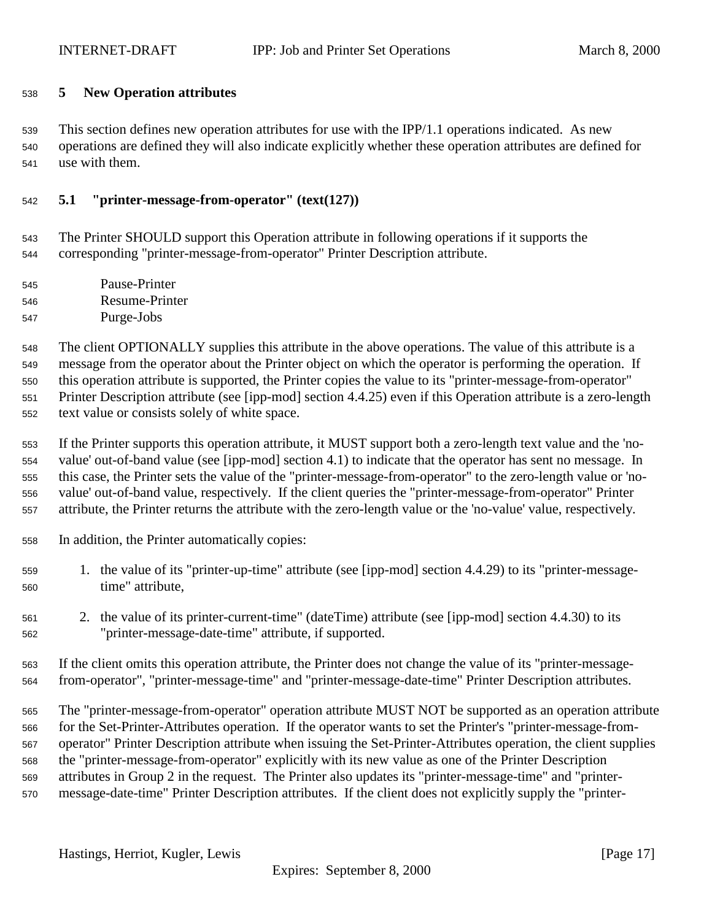# 5 New Operation attributes

This section defines new operation attributes for use with the IPP/1.1 operations indicated. As new operations are defined they will also indicate explicitly whether these operation attributes are defined for use with them.

## 5.1 "printer-message-from-operator" (text(127))

The Printer SHOULD support this Operation attribute in following operations if it supports the corresponding "printer-message-from-operator" Printer Description attribute.

Pause-Printer
Resume-Printer
Purge-Jobs

The client OPTIONALLY supplies this attribute in the above operations. The value of this attribute is a message from the operator about the Printer object on which the operator is performing the operation. If this operation attribute is supported, the Printer copies the value to its "printer-message-from-operator" Printer Description attribute (see [ipp-mod] section 4.4.25) even if this Operation attribute is a zero-length text value or consists solely of white space.

If the Printer supports this operation attribute, it MUST support both a zero-length text value and the 'no-value' out-of-band value (see [ipp-mod] section 4.1) to indicate that the operator has sent no message. In this case, the Printer sets the value of the "printer-message-from-operator" to the zero-length value or 'no-value' out-of-band value, respectively. If the client queries the "printer-message-from-operator" Printer attribute, the Printer returns the attribute with the zero-length value or the 'no-value' value, respectively.

In addition, the Printer automatically copies:

1. the value of its "printer-up-time" attribute (see [ipp-mod] section 4.4.29) to its "printer-message-time" attribute,
2. the value of its printer-current-time" (dateTime) attribute (see [ipp-mod] section 4.4.30) to its "printer-message-date-time" attribute, if supported.

If the client omits this operation attribute, the Printer does not change the value of its "printer-message-from-operator", "printer-message-time" and "printer-message-date-time" Printer Description attributes.

The "printer-message-from-operator" operation attribute MUST NOT be supported as an operation attribute for the Set-Printer-Attributes operation. If the operator wants to set the Printer's "printer-message-from-operator" Printer Description attribute when issuing the Set-Printer-Attributes operation, the client supplies the "printer-message-from-operator" explicitly with its new value as one of the Printer Description attributes in Group 2 in the request. The Printer also updates its "printer-message-time" and "printer-message-date-time" Printer Description attributes. If the client does not explicitly supply the "printer-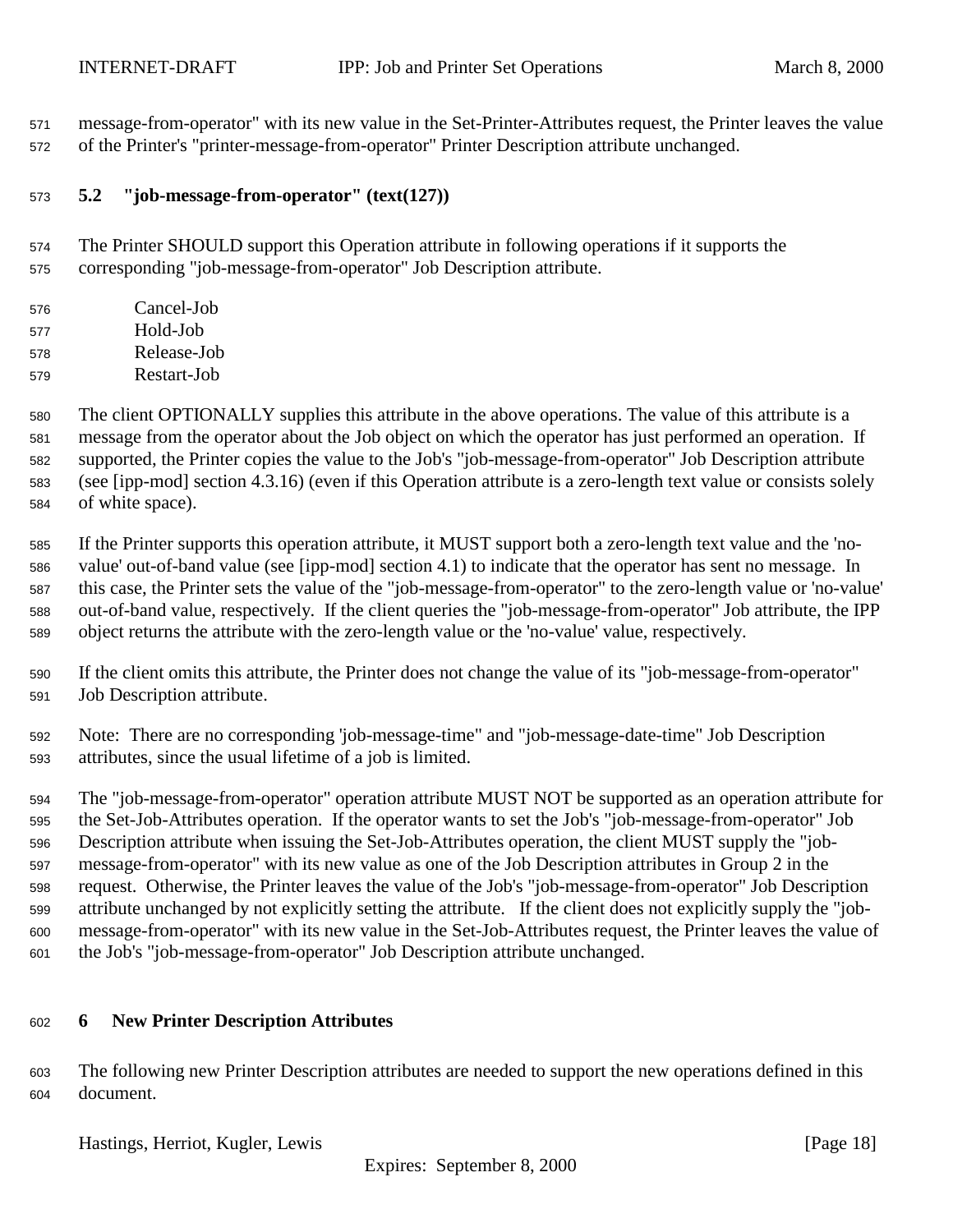message-from-operator" with its new value in the Set-Printer-Attributes request, the Printer leaves the value of the Printer's "printer-message-from-operator" Printer Description attribute unchanged.

### 5.2 "job-message-from-operator" (text(127))

The Printer SHOULD support this Operation attribute in following operations if it supports the corresponding "job-message-from-operator" Job Description attribute.

- Cancel-Job
- Hold-Job
- Release-Job
- Restart-Job

The client OPTIONALLY supplies this attribute in the above operations. The value of this attribute is a message from the operator about the Job object on which the operator has just performed an operation. If supported, the Printer copies the value to the Job's "job-message-from-operator" Job Description attribute (see [ipp-mod] section 4.3.16) (even if this Operation attribute is a zero-length text value or consists solely of white space).

If the Printer supports this operation attribute, it MUST support both a zero-length text value and the 'no-value' out-of-band value (see [ipp-mod] section 4.1) to indicate that the operator has sent no message. In this case, the Printer sets the value of the "job-message-from-operator" to the zero-length value or 'no-value' out-of-band value, respectively. If the client queries the "job-message-from-operator" Job attribute, the IPP object returns the attribute with the zero-length value or the 'no-value' value, respectively.

If the client omits this attribute, the Printer does not change the value of its "job-message-from-operator" Job Description attribute.

Note: There are no corresponding 'job-message-time" and "job-message-date-time" Job Description attributes, since the usual lifetime of a job is limited.

The "job-message-from-operator" operation attribute MUST NOT be supported as an operation attribute for the Set-Job-Attributes operation. If the operator wants to set the Job's "job-message-from-operator" Job Description attribute when issuing the Set-Job-Attributes operation, the client MUST supply the "job-message-from-operator" with its new value as one of the Job Description attributes in Group 2 in the request. Otherwise, the Printer leaves the value of the Job's "job-message-from-operator" Job Description attribute unchanged by not explicitly setting the attribute. If the client does not explicitly supply the "job-message-from-operator" with its new value in the Set-Job-Attributes request, the Printer leaves the value of the Job's "job-message-from-operator" Job Description attribute unchanged.

## 6 New Printer Description Attributes

The following new Printer Description attributes are needed to support the new operations defined in this document.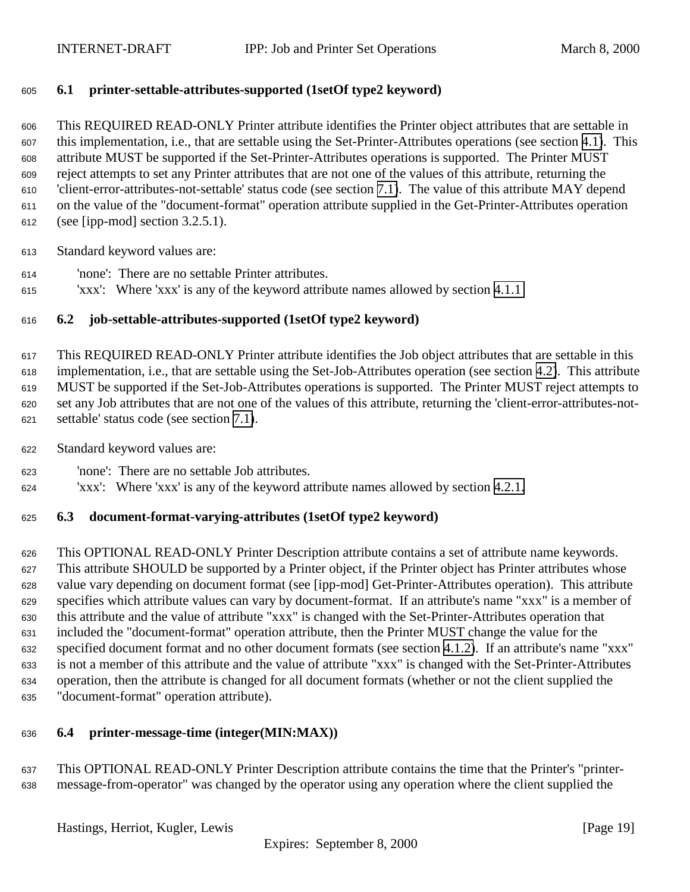### 6.1 printer-settable-attributes-supported (1setOf type2 keyword)

This REQUIRED READ-ONLY Printer attribute identifies the Printer object attributes that are settable in this implementation, i.e., that are settable using the Set-Printer-Attributes operations (see section 4.1). This attribute MUST be supported if the Set-Printer-Attributes operations is supported. The Printer MUST reject attempts to set any Printer attributes that are not one of the values of this attribute, returning the 'client-error-attributes-not-settable' status code (see section 7.1). The value of this attribute MAY depend on the value of the "document-format" operation attribute supplied in the Get-Printer-Attributes operation (see [ipp-mod] section 3.2.5.1).

Standard keyword values are:

- 'none': There are no settable Printer attributes.
- 'xxx': Where 'xxx' is any of the keyword attribute names allowed by section 4.1.1

### 6.2 job-settable-attributes-supported (1setOf type2 keyword)

This REQUIRED READ-ONLY Printer attribute identifies the Job object attributes that are settable in this implementation, i.e., that are settable using the Set-Job-Attributes operation (see section 4.2). This attribute MUST be supported if the Set-Job-Attributes operations is supported. The Printer MUST reject attempts to set any Job attributes that are not one of the values of this attribute, returning the 'client-error-attributes-not-settable' status code (see section 7.1).

Standard keyword values are:

- 'none': There are no settable Job attributes.
- 'xxx': Where 'xxx' is any of the keyword attribute names allowed by section 4.2.1.

### 6.3 document-format-varying-attributes (1setOf type2 keyword)

This OPTIONAL READ-ONLY Printer Description attribute contains a set of attribute name keywords. This attribute SHOULD be supported by a Printer object, if the Printer object has Printer attributes whose value vary depending on document format (see [ipp-mod] Get-Printer-Attributes operation). This attribute specifies which attribute values can vary by document-format. If an attribute's name "xxx" is a member of this attribute and the value of attribute "xxx" is changed with the Set-Printer-Attributes operation that included the "document-format" operation attribute, then the Printer MUST change the value for the specified document format and no other document formats (see section 4.1.2). If an attribute's name "xxx" is not a member of this attribute and the value of attribute "xxx" is changed with the Set-Printer-Attributes operation, then the attribute is changed for all document formats (whether or not the client supplied the "document-format" operation attribute).

### 6.4 printer-message-time (integer(MIN:MAX))

This OPTIONAL READ-ONLY Printer Description attribute contains the time that the Printer's "printer-message-from-operator" was changed by the operator using any operation where the client supplied the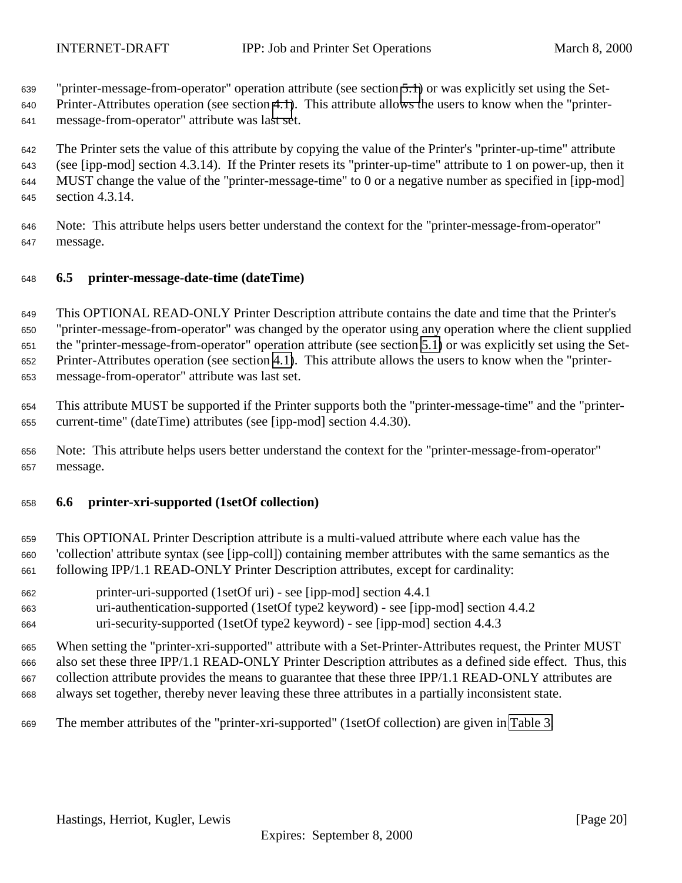"printer-message-from-operator" operation attribute (see section 5.1) or was explicitly set using the Set-Printer-Attributes operation (see section 4.1). This attribute allows the users to know when the "printer-message-from-operator" attribute was last set.

The Printer sets the value of this attribute by copying the value of the Printer's "printer-up-time" attribute (see [ipp-mod] section 4.3.14). If the Printer resets its "printer-up-time" attribute to 1 on power-up, then it MUST change the value of the "printer-message-time" to 0 or a negative number as specified in [ipp-mod] section 4.3.14.

Note: This attribute helps users better understand the context for the "printer-message-from-operator" message.

### 6.5 printer-message-date-time (dateTime)

This OPTIONAL READ-ONLY Printer Description attribute contains the date and time that the Printer's "printer-message-from-operator" was changed by the operator using any operation where the client supplied the "printer-message-from-operator" operation attribute (see section 5.1) or was explicitly set using the Set-Printer-Attributes operation (see section 4.1). This attribute allows the users to know when the "printer-message-from-operator" attribute was last set.

This attribute MUST be supported if the Printer supports both the "printer-message-time" and the "printer-current-time" (dateTime) attributes (see [ipp-mod] section 4.4.30).

Note: This attribute helps users better understand the context for the "printer-message-from-operator" message.

### 6.6 printer-xri-supported (1setOf collection)

This OPTIONAL Printer Description attribute is a multi-valued attribute where each value has the 'collection' attribute syntax (see [ipp-coll]) containing member attributes with the same semantics as the following IPP/1.1 READ-ONLY Printer Description attributes, except for cardinality:

printer-uri-supported (1setOf uri) - see [ipp-mod] section 4.4.1
uri-authentication-supported (1setOf type2 keyword) - see [ipp-mod] section 4.4.2
uri-security-supported (1setOf type2 keyword) - see [ipp-mod] section 4.4.3

When setting the "printer-xri-supported" attribute with a Set-Printer-Attributes request, the Printer MUST also set these three IPP/1.1 READ-ONLY Printer Description attributes as a defined side effect. Thus, this collection attribute provides the means to guarantee that these three IPP/1.1 READ-ONLY attributes are always set together, thereby never leaving these three attributes in a partially inconsistent state.

The member attributes of the "printer-xri-supported" (1setOf collection) are given in Table 3.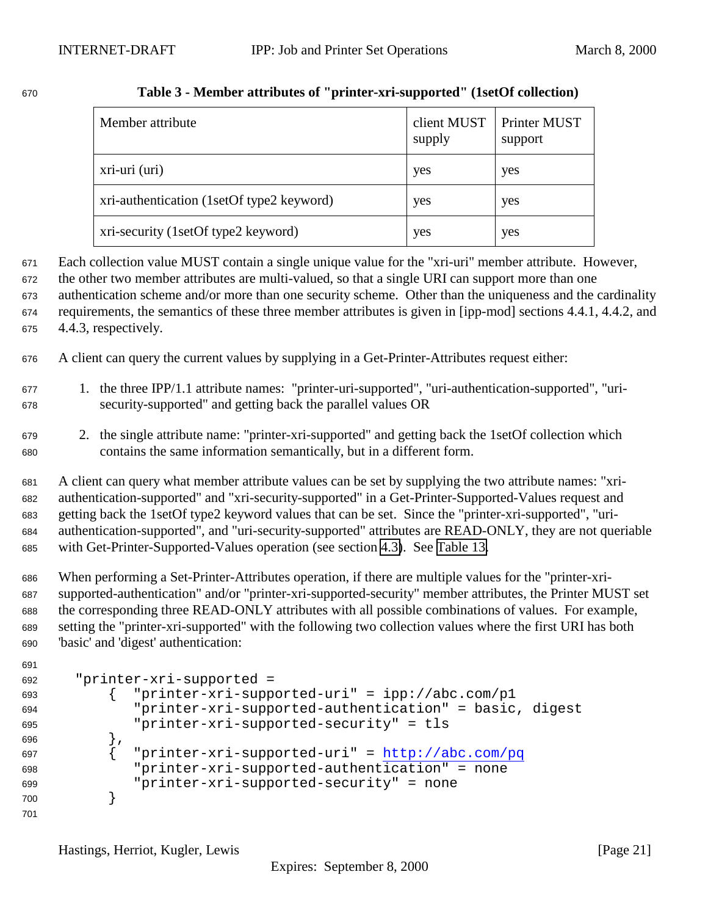**Table 3 - Member attributes of "printer-xri-supported" (1setOf collection)**

| Member attribute | client MUST supply | Printer MUST support |
|---|---|---|
| xri-uri (uri) | yes | yes |
| xri-authentication (1setOf type2 keyword) | yes | yes |
| xri-security (1setOf type2 keyword) | yes | yes |

Each collection value MUST contain a single unique value for the "xri-uri" member attribute. However, the other two member attributes are multi-valued, so that a single URI can support more than one authentication scheme and/or more than one security scheme. Other than the uniqueness and the cardinality requirements, the semantics of these three member attributes is given in [ipp-mod] sections 4.4.1, 4.4.2, and 4.4.3, respectively.

A client can query the current values by supplying in a Get-Printer-Attributes request either:

1. the three IPP/1.1 attribute names: "printer-uri-supported", "uri-authentication-supported", "uri-security-supported" and getting back the parallel values OR
2. the single attribute name: "printer-xri-supported" and getting back the 1setOf collection which contains the same information semantically, but in a different form.

A client can query what member attribute values can be set by supplying the two attribute names: "xri-authentication-supported" and "xri-security-supported" in a Get-Printer-Supported-Values request and getting back the 1setOf type2 keyword values that can be set. Since the "printer-xri-supported", "uri-authentication-supported", and "uri-security-supported" attributes are READ-ONLY, they are not queriable with Get-Printer-Supported-Values operation (see section 4.3). See Table 13.

When performing a Set-Printer-Attributes operation, if there are multiple values for the "printer-xri-supported-authentication" and/or "printer-xri-supported-security" member attributes, the Printer MUST set the corresponding three READ-ONLY attributes with all possible combinations of values. For example, setting the "printer-xri-supported" with the following two collection values where the first URI has both 'basic' and 'digest' authentication:

```
"printer-xri-supported =
    {  "printer-xri-supported-uri" = ipp://abc.com/p1
       "printer-xri-supported-authentication" = basic, digest
       "printer-xri-supported-security" = tls
    },
    {  "printer-xri-supported-uri" = http://abc.com/pq
       "printer-xri-supported-authentication" = none
       "printer-xri-supported-security" = none
    }
```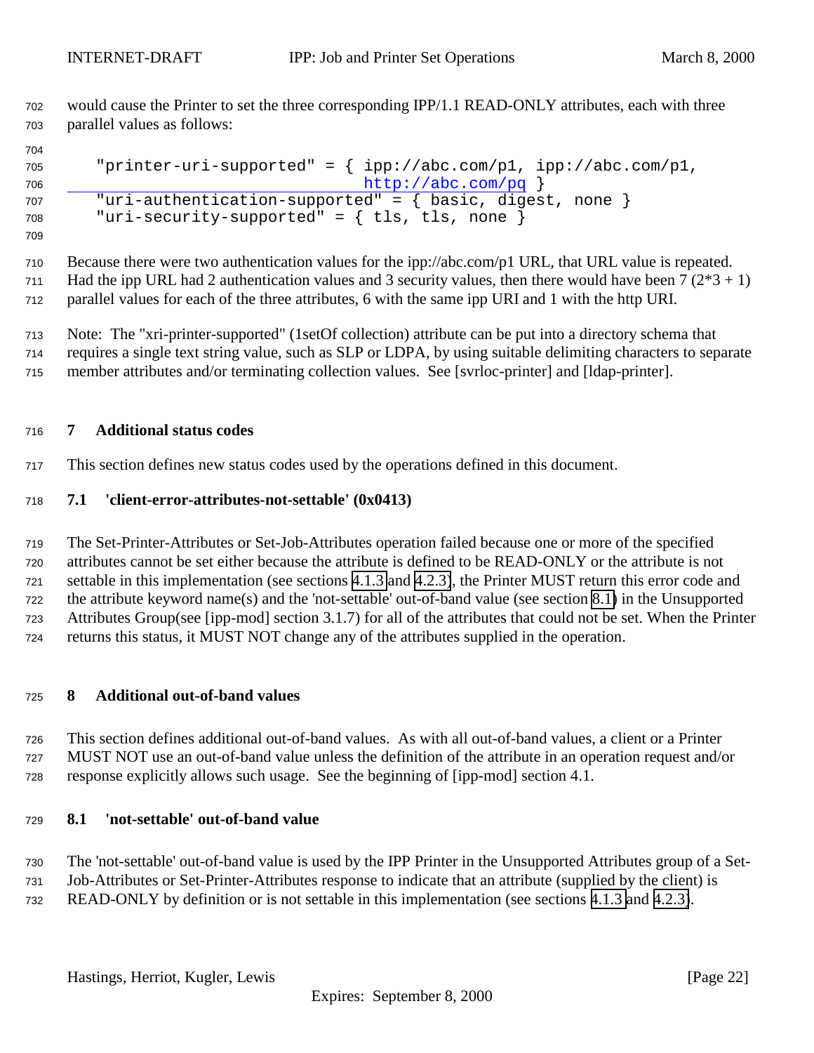would cause the Printer to set the three corresponding IPP/1.1 READ-ONLY attributes, each with three parallel values as follows:

```
"printer-uri-supported" = { ipp://abc.com/p1, ipp://abc.com/p1,
                            http://abc.com/pq }
"uri-authentication-supported" = { basic, digest, none }
"uri-security-supported" = { tls, tls, none }
```

Because there were two authentication values for the ipp://abc.com/p1 URL, that URL value is repeated. Had the ipp URL had 2 authentication values and 3 security values, then there would have been 7 (2*3 + 1) parallel values for each of the three attributes, 6 with the same ipp URI and 1 with the http URI.

Note: The "xri-printer-supported" (1setOf collection) attribute can be put into a directory schema that requires a single text string value, such as SLP or LDPA, by using suitable delimiting characters to separate member attributes and/or terminating collection values. See [svrloc-printer] and [ldap-printer].

# 7 Additional status codes

This section defines new status codes used by the operations defined in this document.

## 7.1 'client-error-attributes-not-settable' (0x0413)

The Set-Printer-Attributes or Set-Job-Attributes operation failed because one or more of the specified attributes cannot be set either because the attribute is defined to be READ-ONLY or the attribute is not settable in this implementation (see sections 4.1.3 and 4.2.3), the Printer MUST return this error code and the attribute keyword name(s) and the 'not-settable' out-of-band value (see section 8.1) in the Unsupported Attributes Group(see [ipp-mod] section 3.1.7) for all of the attributes that could not be set. When the Printer returns this status, it MUST NOT change any of the attributes supplied in the operation.

# 8 Additional out-of-band values

This section defines additional out-of-band values. As with all out-of-band values, a client or a Printer MUST NOT use an out-of-band value unless the definition of the attribute in an operation request and/or response explicitly allows such usage. See the beginning of [ipp-mod] section 4.1.

## 8.1 'not-settable' out-of-band value

The 'not-settable' out-of-band value is used by the IPP Printer in the Unsupported Attributes group of a Set-Job-Attributes or Set-Printer-Attributes response to indicate that an attribute (supplied by the client) is READ-ONLY by definition or is not settable in this implementation (see sections 4.1.3 and 4.2.3).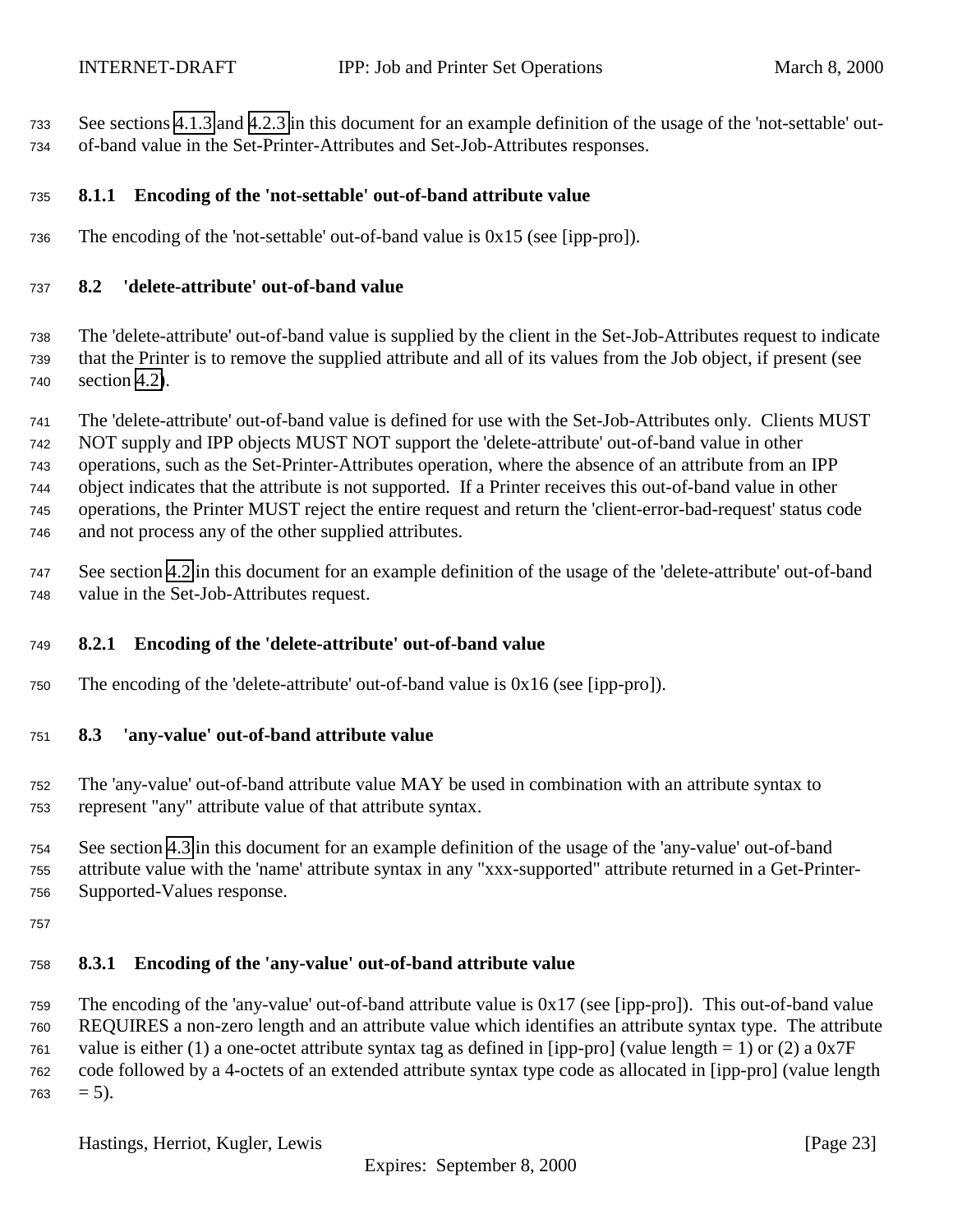See sections 4.1.3 and 4.2.3 in this document for an example definition of the usage of the 'not-settable' out-of-band value in the Set-Printer-Attributes and Set-Job-Attributes responses.

### 8.1.1 Encoding of the 'not-settable' out-of-band attribute value

The encoding of the 'not-settable' out-of-band value is 0x15 (see [ipp-pro]).

## 8.2 'delete-attribute' out-of-band value

The 'delete-attribute' out-of-band value is supplied by the client in the Set-Job-Attributes request to indicate that the Printer is to remove the supplied attribute and all of its values from the Job object, if present (see section 4.2).

The 'delete-attribute' out-of-band value is defined for use with the Set-Job-Attributes only. Clients MUST NOT supply and IPP objects MUST NOT support the 'delete-attribute' out-of-band value in other operations, such as the Set-Printer-Attributes operation, where the absence of an attribute from an IPP object indicates that the attribute is not supported. If a Printer receives this out-of-band value in other operations, the Printer MUST reject the entire request and return the 'client-error-bad-request' status code and not process any of the other supplied attributes.

See section 4.2 in this document for an example definition of the usage of the 'delete-attribute' out-of-band value in the Set-Job-Attributes request.

### 8.2.1 Encoding of the 'delete-attribute' out-of-band value

The encoding of the 'delete-attribute' out-of-band value is 0x16 (see [ipp-pro]).

## 8.3 'any-value' out-of-band attribute value

The 'any-value' out-of-band attribute value MAY be used in combination with an attribute syntax to represent "any" attribute value of that attribute syntax.

See section 4.3 in this document for an example definition of the usage of the 'any-value' out-of-band attribute value with the 'name' attribute syntax in any "xxx-supported" attribute returned in a Get-Printer-Supported-Values response.

### 8.3.1 Encoding of the 'any-value' out-of-band attribute value

The encoding of the 'any-value' out-of-band attribute value is 0x17 (see [ipp-pro]). This out-of-band value REQUIRES a non-zero length and an attribute value which identifies an attribute syntax type. The attribute value is either (1) a one-octet attribute syntax tag as defined in [ipp-pro] (value length = 1) or (2) a 0x7F code followed by a 4-octets of an extended attribute syntax type code as allocated in [ipp-pro] (value length = 5).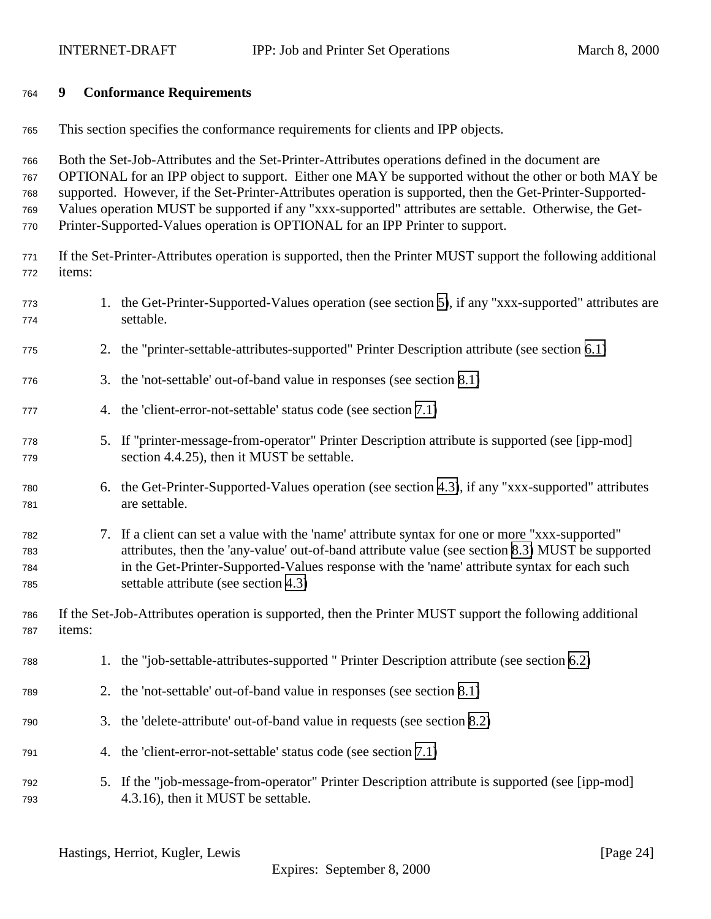## 9 Conformance Requirements

This section specifies the conformance requirements for clients and IPP objects.

Both the Set-Job-Attributes and the Set-Printer-Attributes operations defined in the document are OPTIONAL for an IPP object to support. Either one MAY be supported without the other or both MAY be supported. However, if the Set-Printer-Attributes operation is supported, then the Get-Printer-Supported-Values operation MUST be supported if any "xxx-supported" attributes are settable. Otherwise, the Get-Printer-Supported-Values operation is OPTIONAL for an IPP Printer to support.

If the Set-Printer-Attributes operation is supported, then the Printer MUST support the following additional items:

1. the Get-Printer-Supported-Values operation (see section 5), if any "xxx-supported" attributes are settable.
2. the "printer-settable-attributes-supported" Printer Description attribute (see section 6.1)
3. the 'not-settable' out-of-band value in responses (see section 8.1)
4. the 'client-error-not-settable' status code (see section 7.1)
5. If "printer-message-from-operator" Printer Description attribute is supported (see [ipp-mod] section 4.4.25), then it MUST be settable.
6. the Get-Printer-Supported-Values operation (see section 4.3), if any "xxx-supported" attributes are settable.
7. If a client can set a value with the 'name' attribute syntax for one or more "xxx-supported" attributes, then the 'any-value' out-of-band attribute value (see section 8.3) MUST be supported in the Get-Printer-Supported-Values response with the 'name' attribute syntax for each such settable attribute (see section 4.3)

If the Set-Job-Attributes operation is supported, then the Printer MUST support the following additional items:

1. the "job-settable-attributes-supported " Printer Description attribute (see section 6.2)
2. the 'not-settable' out-of-band value in responses (see section 8.1)
3. the 'delete-attribute' out-of-band value in requests (see section 8.2)
4. the 'client-error-not-settable' status code (see section 7.1)
5. If the "job-message-from-operator" Printer Description attribute is supported (see [ipp-mod] 4.3.16), then it MUST be settable.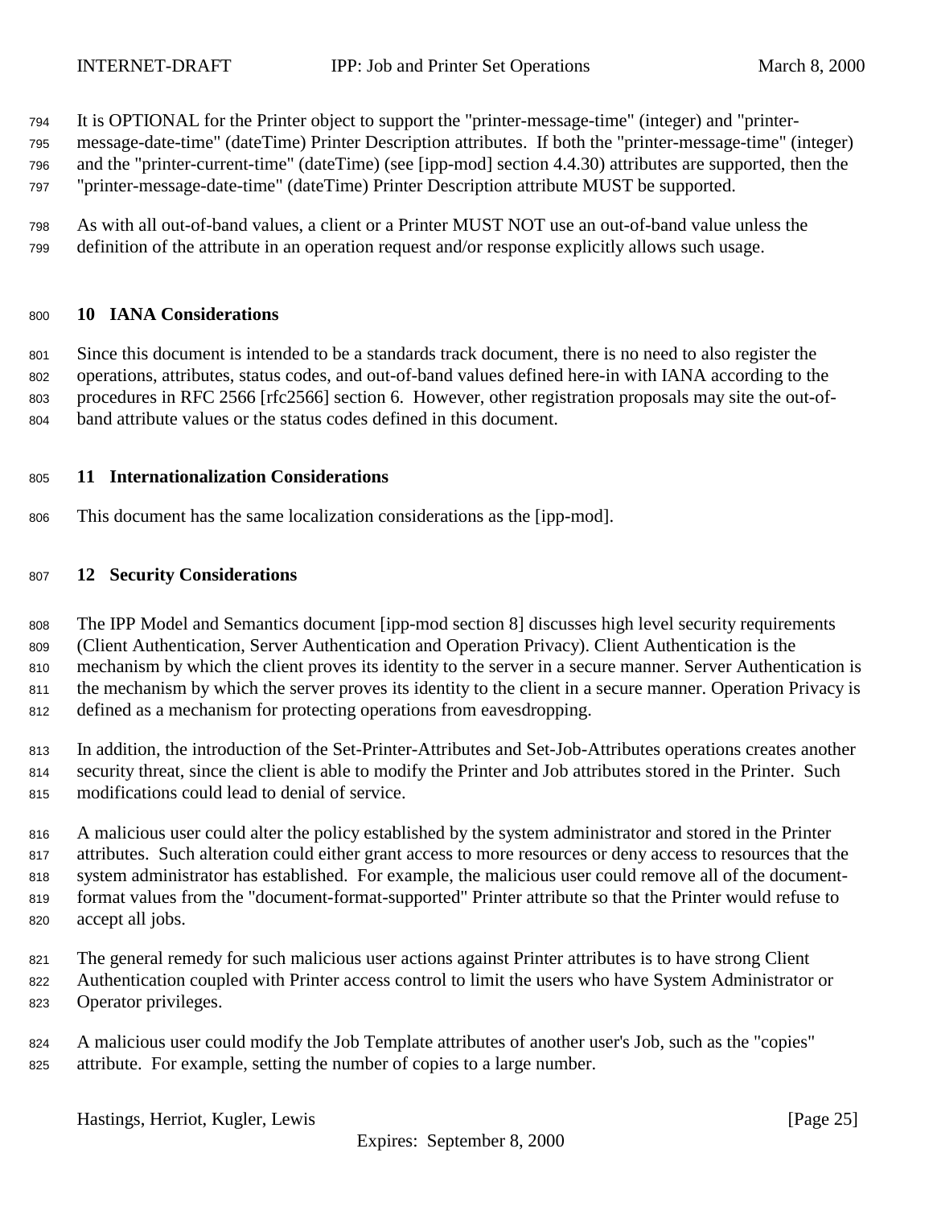It is OPTIONAL for the Printer object to support the "printer-message-time" (integer) and "printer-message-date-time" (dateTime) Printer Description attributes. If both the "printer-message-time" (integer) and the "printer-current-time" (dateTime) (see [ipp-mod] section 4.4.30) attributes are supported, then the "printer-message-date-time" (dateTime) Printer Description attribute MUST be supported.

As with all out-of-band values, a client or a Printer MUST NOT use an out-of-band value unless the definition of the attribute in an operation request and/or response explicitly allows such usage.

## 10 IANA Considerations

Since this document is intended to be a standards track document, there is no need to also register the operations, attributes, status codes, and out-of-band values defined here-in with IANA according to the procedures in RFC 2566 [rfc2566] section 6. However, other registration proposals may site the out-of-band attribute values or the status codes defined in this document.

## 11 Internationalization Considerations

This document has the same localization considerations as the [ipp-mod].

## 12 Security Considerations

The IPP Model and Semantics document [ipp-mod section 8] discusses high level security requirements (Client Authentication, Server Authentication and Operation Privacy). Client Authentication is the mechanism by which the client proves its identity to the server in a secure manner. Server Authentication is the mechanism by which the server proves its identity to the client in a secure manner. Operation Privacy is defined as a mechanism for protecting operations from eavesdropping.

In addition, the introduction of the Set-Printer-Attributes and Set-Job-Attributes operations creates another security threat, since the client is able to modify the Printer and Job attributes stored in the Printer. Such modifications could lead to denial of service.

A malicious user could alter the policy established by the system administrator and stored in the Printer attributes. Such alteration could either grant access to more resources or deny access to resources that the system administrator has established. For example, the malicious user could remove all of the document-format values from the "document-format-supported" Printer attribute so that the Printer would refuse to accept all jobs.

The general remedy for such malicious user actions against Printer attributes is to have strong Client Authentication coupled with Printer access control to limit the users who have System Administrator or Operator privileges.

A malicious user could modify the Job Template attributes of another user's Job, such as the "copies" attribute. For example, setting the number of copies to a large number.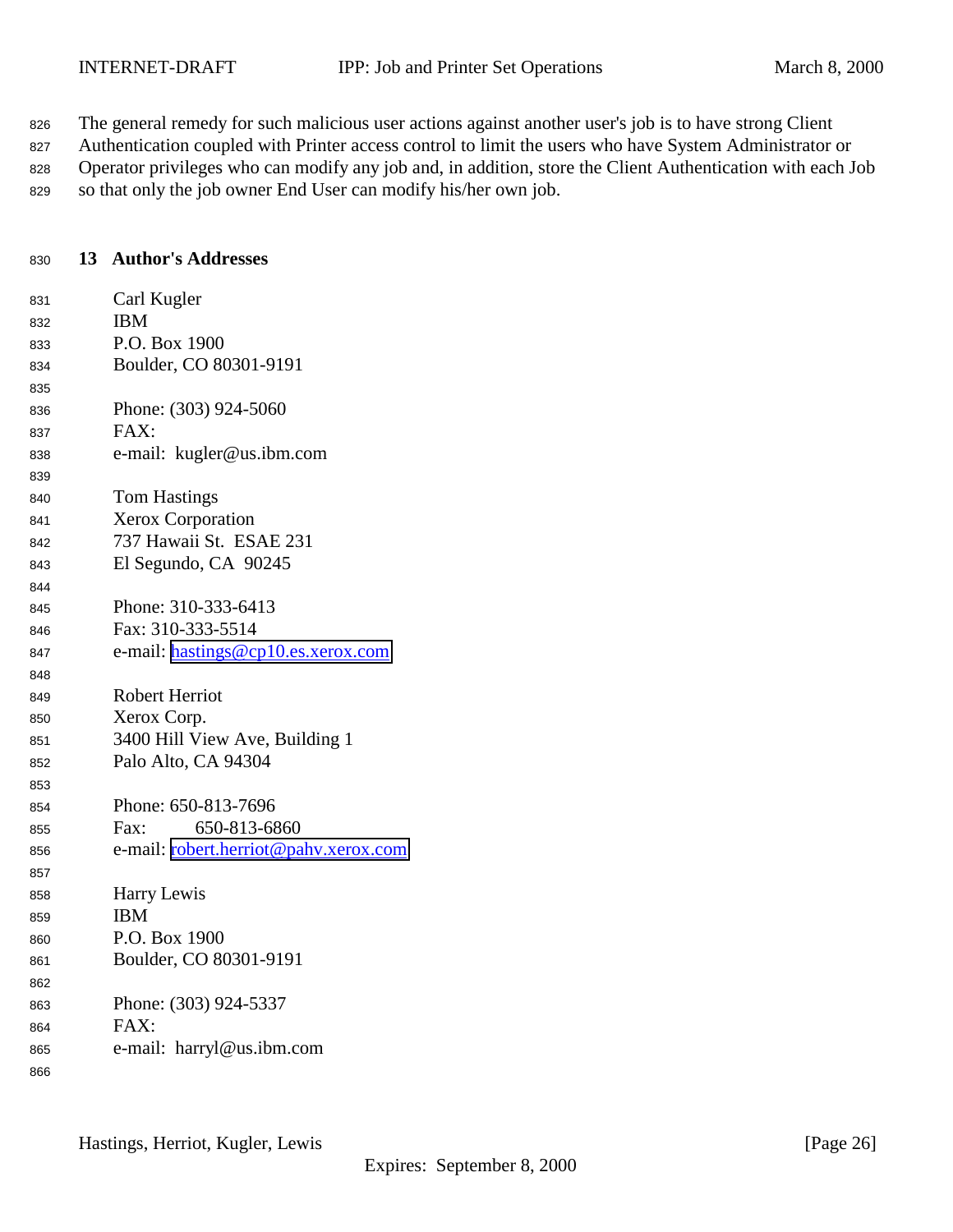The general remedy for such malicious user actions against another user's job is to have strong Client Authentication coupled with Printer access control to limit the users who have System Administrator or Operator privileges who can modify any job and, in addition, store the Client Authentication with each Job so that only the job owner End User can modify his/her own job.

## 13 Author's Addresses

Carl Kugler  
IBM  
P.O. Box 1900  
Boulder, CO 80301-9191

Phone: (303) 924-5060  
FAX:  
e-mail: kugler@us.ibm.com

Tom Hastings  
Xerox Corporation  
737 Hawaii St. ESAE 231  
El Segundo, CA 90245

Phone: 310-333-6413  
Fax: 310-333-5514  
e-mail: hastings@cp10.es.xerox.com

Robert Herriot  
Xerox Corp.  
3400 Hill View Ave, Building 1  
Palo Alto, CA 94304

Phone: 650-813-7696  
Fax: 650-813-6860  
e-mail: robert.herriot@pahv.xerox.com

Harry Lewis  
IBM  
P.O. Box 1900  
Boulder, CO 80301-9191

Phone: (303) 924-5337  
FAX:  
e-mail: harryl@us.ibm.com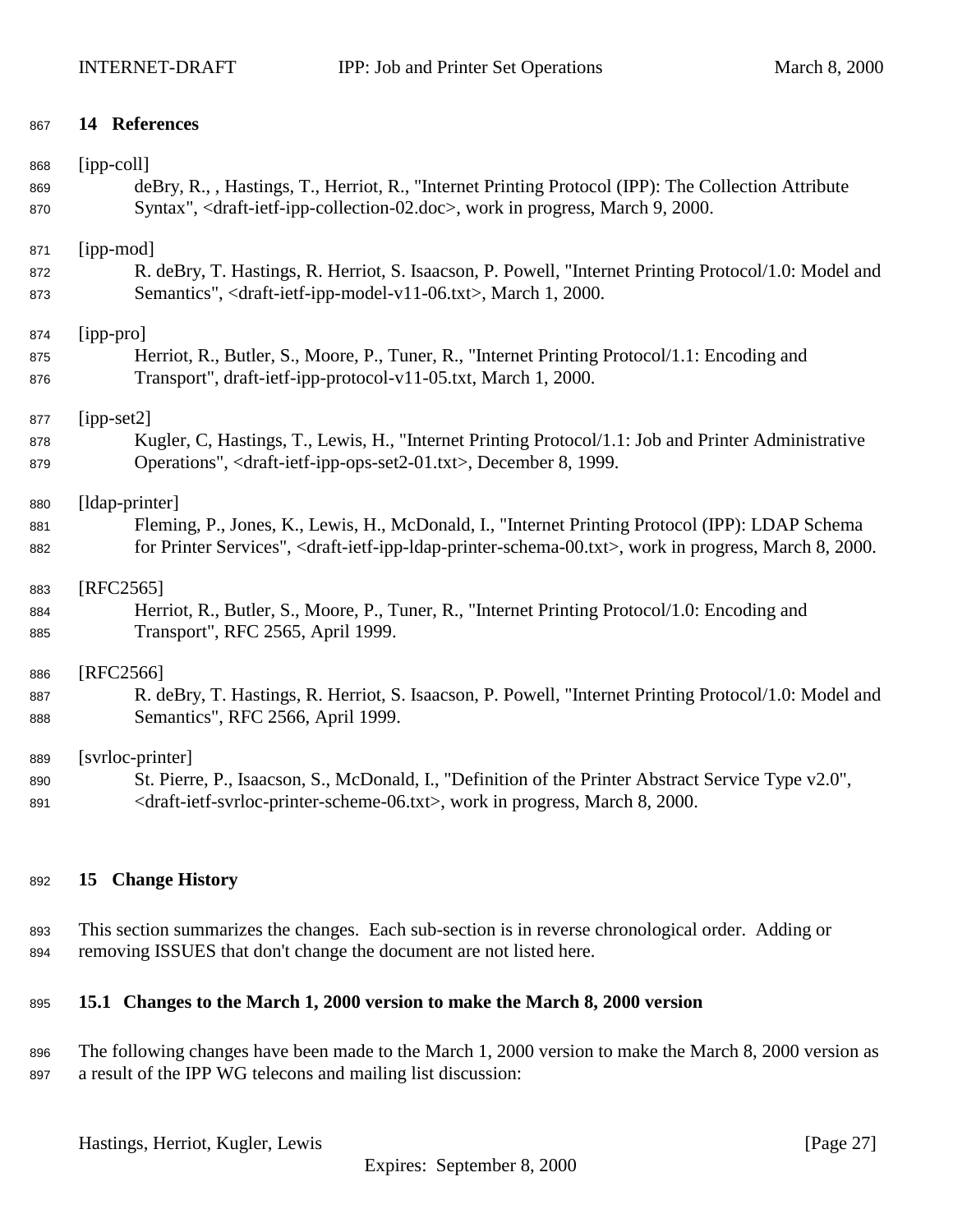## 14 References

[ipp-coll]
deBry, R., , Hastings, T., Herriot, R., "Internet Printing Protocol (IPP): The Collection Attribute Syntax", <draft-ietf-ipp-collection-02.doc>, work in progress, March 9, 2000.

[ipp-mod]
R. deBry, T. Hastings, R. Herriot, S. Isaacson, P. Powell, "Internet Printing Protocol/1.0: Model and Semantics", <draft-ietf-ipp-model-v11-06.txt>, March 1, 2000.

[ipp-pro]
Herriot, R., Butler, S., Moore, P., Tuner, R., "Internet Printing Protocol/1.1: Encoding and Transport", draft-ietf-ipp-protocol-v11-05.txt, March 1, 2000.

[ipp-set2]
Kugler, C, Hastings, T., Lewis, H., "Internet Printing Protocol/1.1: Job and Printer Administrative Operations", <draft-ietf-ipp-ops-set2-01.txt>, December 8, 1999.

[ldap-printer]
Fleming, P., Jones, K., Lewis, H., McDonald, I., "Internet Printing Protocol (IPP): LDAP Schema for Printer Services", <draft-ietf-ipp-ldap-printer-schema-00.txt>, work in progress, March 8, 2000.

[RFC2565]
Herriot, R., Butler, S., Moore, P., Tuner, R., "Internet Printing Protocol/1.0: Encoding and Transport", RFC 2565, April 1999.

[RFC2566]
R. deBry, T. Hastings, R. Herriot, S. Isaacson, P. Powell, "Internet Printing Protocol/1.0: Model and Semantics", RFC 2566, April 1999.

[svrloc-printer]
St. Pierre, P., Isaacson, S., McDonald, I., "Definition of the Printer Abstract Service Type v2.0", <draft-ietf-svrloc-printer-scheme-06.txt>, work in progress, March 8, 2000.

## 15 Change History

This section summarizes the changes. Each sub-section is in reverse chronological order. Adding or removing ISSUES that don't change the document are not listed here.

### 15.1 Changes to the March 1, 2000 version to make the March 8, 2000 version

The following changes have been made to the March 1, 2000 version to make the March 8, 2000 version as a result of the IPP WG telecons and mailing list discussion: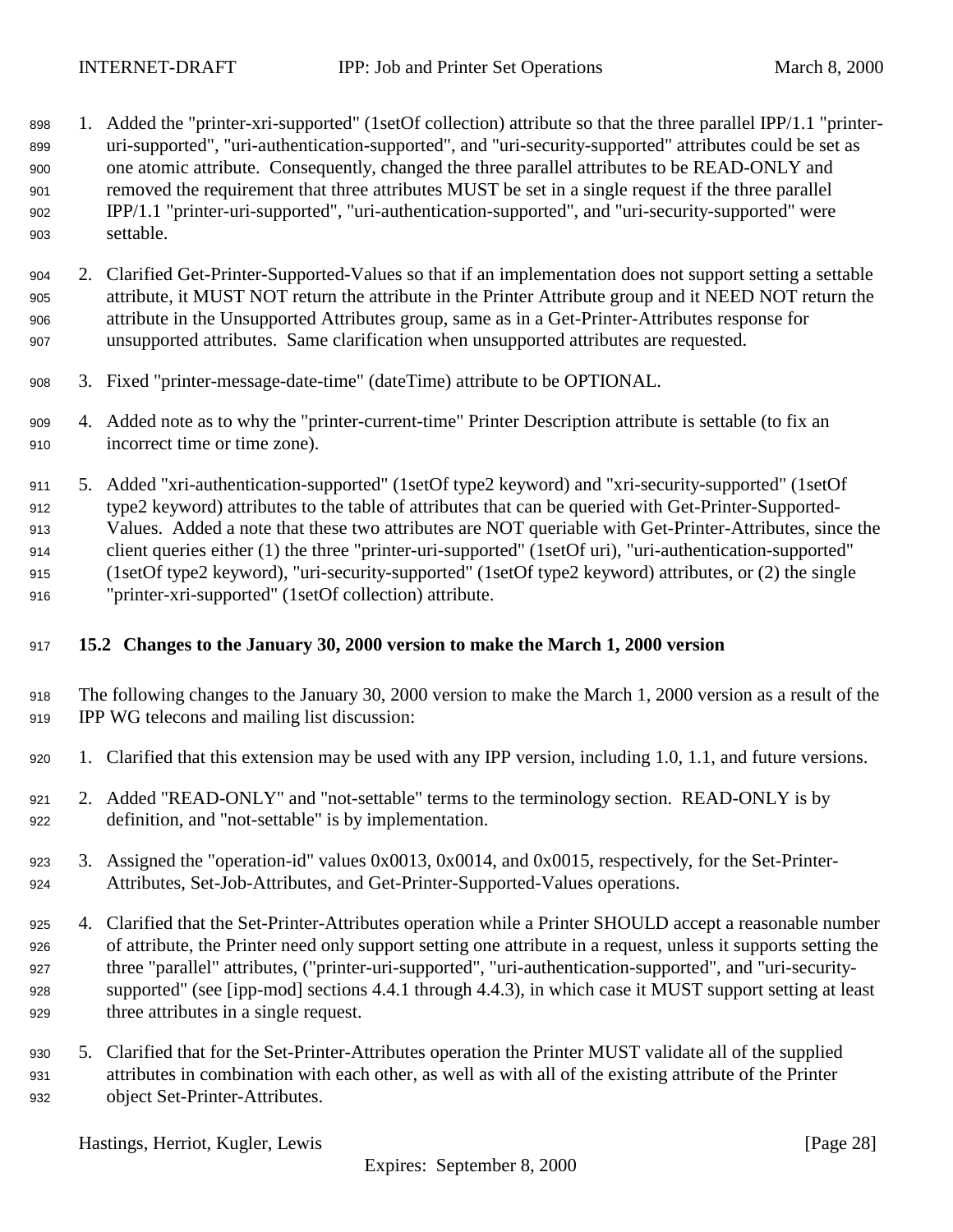1. Added the "printer-xri-supported" (1setOf collection) attribute so that the three parallel IPP/1.1 "printer-uri-supported", "uri-authentication-supported", and "uri-security-supported" attributes could be set as one atomic attribute. Consequently, changed the three parallel attributes to be READ-ONLY and removed the requirement that three attributes MUST be set in a single request if the three parallel IPP/1.1 "printer-uri-supported", "uri-authentication-supported", and "uri-security-supported" were settable.

2. Clarified Get-Printer-Supported-Values so that if an implementation does not support setting a settable attribute, it MUST NOT return the attribute in the Printer Attribute group and it NEED NOT return the attribute in the Unsupported Attributes group, same as in a Get-Printer-Attributes response for unsupported attributes. Same clarification when unsupported attributes are requested.

3. Fixed "printer-message-date-time" (dateTime) attribute to be OPTIONAL.

4. Added note as to why the "printer-current-time" Printer Description attribute is settable (to fix an incorrect time or time zone).

5. Added "xri-authentication-supported" (1setOf type2 keyword) and "xri-security-supported" (1setOf type2 keyword) attributes to the table of attributes that can be queried with Get-Printer-Supported-Values. Added a note that these two attributes are NOT queriable with Get-Printer-Attributes, since the client queries either (1) the three "printer-uri-supported" (1setOf uri), "uri-authentication-supported" (1setOf type2 keyword), "uri-security-supported" (1setOf type2 keyword) attributes, or (2) the single "printer-xri-supported" (1setOf collection) attribute.

## 15.2 Changes to the January 30, 2000 version to make the March 1, 2000 version

The following changes to the January 30, 2000 version to make the March 1, 2000 version as a result of the IPP WG telecons and mailing list discussion:

1. Clarified that this extension may be used with any IPP version, including 1.0, 1.1, and future versions.

2. Added "READ-ONLY" and "not-settable" terms to the terminology section. READ-ONLY is by definition, and "not-settable" is by implementation.

3. Assigned the "operation-id" values 0x0013, 0x0014, and 0x0015, respectively, for the Set-Printer-Attributes, Set-Job-Attributes, and Get-Printer-Supported-Values operations.

4. Clarified that the Set-Printer-Attributes operation while a Printer SHOULD accept a reasonable number of attribute, the Printer need only support setting one attribute in a request, unless it supports setting the three "parallel" attributes, ("printer-uri-supported", "uri-authentication-supported", and "uri-security-supported" (see [ipp-mod] sections 4.4.1 through 4.4.3), in which case it MUST support setting at least three attributes in a single request.

5. Clarified that for the Set-Printer-Attributes operation the Printer MUST validate all of the supplied attributes in combination with each other, as well as with all of the existing attribute of the Printer object Set-Printer-Attributes.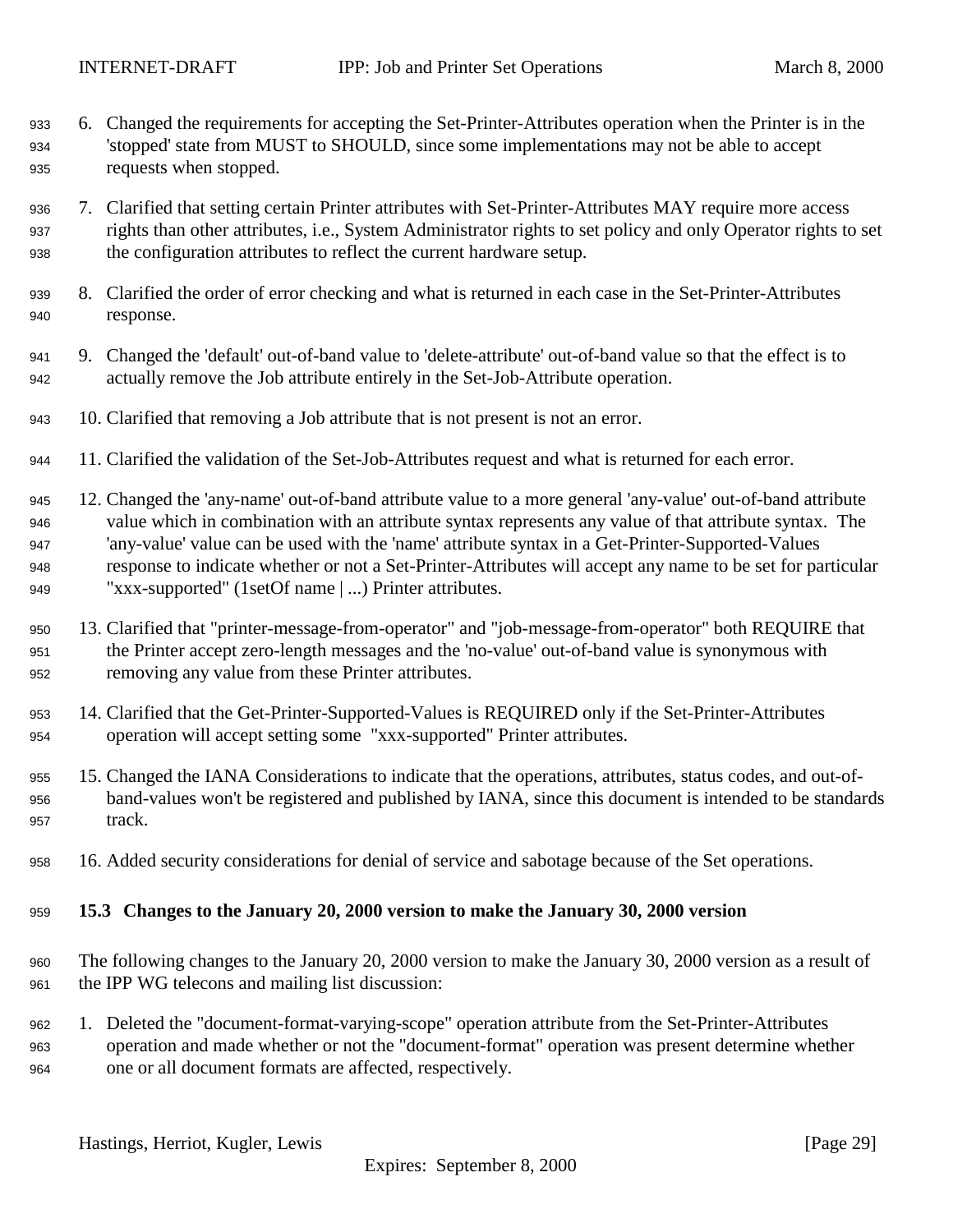6. Changed the requirements for accepting the Set-Printer-Attributes operation when the Printer is in the 'stopped' state from MUST to SHOULD, since some implementations may not be able to accept requests when stopped.

7. Clarified that setting certain Printer attributes with Set-Printer-Attributes MAY require more access rights than other attributes, i.e., System Administrator rights to set policy and only Operator rights to set the configuration attributes to reflect the current hardware setup.

8. Clarified the order of error checking and what is returned in each case in the Set-Printer-Attributes response.

9. Changed the 'default' out-of-band value to 'delete-attribute' out-of-band value so that the effect is to actually remove the Job attribute entirely in the Set-Job-Attribute operation.

10. Clarified that removing a Job attribute that is not present is not an error.

11. Clarified the validation of the Set-Job-Attributes request and what is returned for each error.

12. Changed the 'any-name' out-of-band attribute value to a more general 'any-value' out-of-band attribute value which in combination with an attribute syntax represents any value of that attribute syntax. The 'any-value' value can be used with the 'name' attribute syntax in a Get-Printer-Supported-Values response to indicate whether or not a Set-Printer-Attributes will accept any name to be set for particular "xxx-supported" (1setOf name | ...) Printer attributes.

13. Clarified that "printer-message-from-operator" and "job-message-from-operator" both REQUIRE that the Printer accept zero-length messages and the 'no-value' out-of-band value is synonymous with removing any value from these Printer attributes.

14. Clarified that the Get-Printer-Supported-Values is REQUIRED only if the Set-Printer-Attributes operation will accept setting some "xxx-supported" Printer attributes.

15. Changed the IANA Considerations to indicate that the operations, attributes, status codes, and out-of-band-values won't be registered and published by IANA, since this document is intended to be standards track.

16. Added security considerations for denial of service and sabotage because of the Set operations.

### 15.3 Changes to the January 20, 2000 version to make the January 30, 2000 version

The following changes to the January 20, 2000 version to make the January 30, 2000 version as a result of the IPP WG telecons and mailing list discussion:

1. Deleted the "document-format-varying-scope" operation attribute from the Set-Printer-Attributes operation and made whether or not the "document-format" operation was present determine whether one or all document formats are affected, respectively.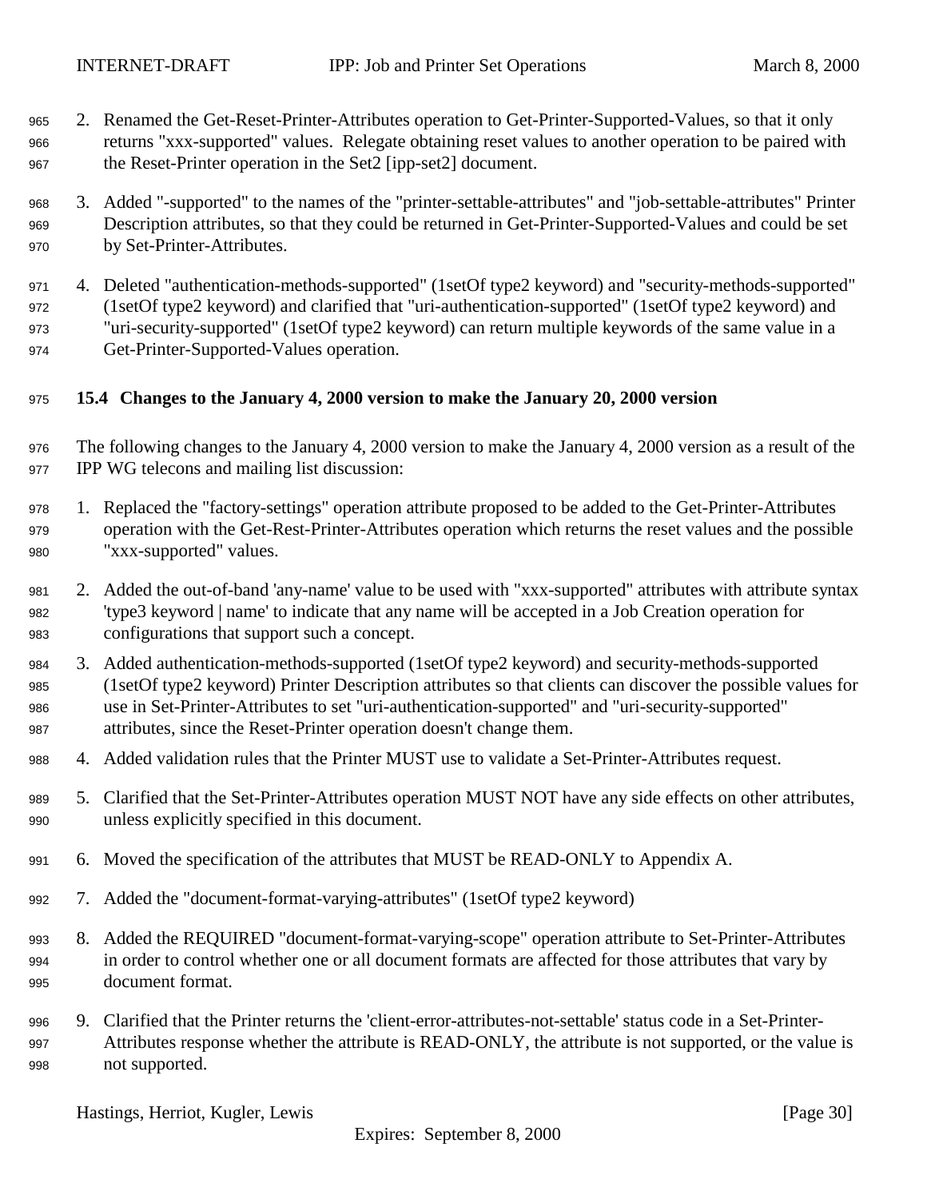2. Renamed the Get-Reset-Printer-Attributes operation to Get-Printer-Supported-Values, so that it only returns "xxx-supported" values. Relegate obtaining reset values to another operation to be paired with the Reset-Printer operation in the Set2 [ipp-set2] document.

3. Added "-supported" to the names of the "printer-settable-attributes" and "job-settable-attributes" Printer Description attributes, so that they could be returned in Get-Printer-Supported-Values and could be set by Set-Printer-Attributes.

4. Deleted "authentication-methods-supported" (1setOf type2 keyword) and "security-methods-supported" (1setOf type2 keyword) and clarified that "uri-authentication-supported" (1setOf type2 keyword) and "uri-security-supported" (1setOf type2 keyword) can return multiple keywords of the same value in a Get-Printer-Supported-Values operation.

### 15.4 Changes to the January 4, 2000 version to make the January 20, 2000 version

The following changes to the January 4, 2000 version to make the January 4, 2000 version as a result of the IPP WG telecons and mailing list discussion:

1. Replaced the "factory-settings" operation attribute proposed to be added to the Get-Printer-Attributes operation with the Get-Rest-Printer-Attributes operation which returns the reset values and the possible "xxx-supported" values.

2. Added the out-of-band 'any-name' value to be used with "xxx-supported" attributes with attribute syntax 'type3 keyword | name' to indicate that any name will be accepted in a Job Creation operation for configurations that support such a concept.

3. Added authentication-methods-supported (1setOf type2 keyword) and security-methods-supported (1setOf type2 keyword) Printer Description attributes so that clients can discover the possible values for use in Set-Printer-Attributes to set "uri-authentication-supported" and "uri-security-supported" attributes, since the Reset-Printer operation doesn't change them.

4. Added validation rules that the Printer MUST use to validate a Set-Printer-Attributes request.

5. Clarified that the Set-Printer-Attributes operation MUST NOT have any side effects on other attributes, unless explicitly specified in this document.

6. Moved the specification of the attributes that MUST be READ-ONLY to Appendix A.

7. Added the "document-format-varying-attributes" (1setOf type2 keyword)

8. Added the REQUIRED "document-format-varying-scope" operation attribute to Set-Printer-Attributes in order to control whether one or all document formats are affected for those attributes that vary by document format.

9. Clarified that the Printer returns the 'client-error-attributes-not-settable' status code in a Set-Printer-Attributes response whether the attribute is READ-ONLY, the attribute is not supported, or the value is not supported.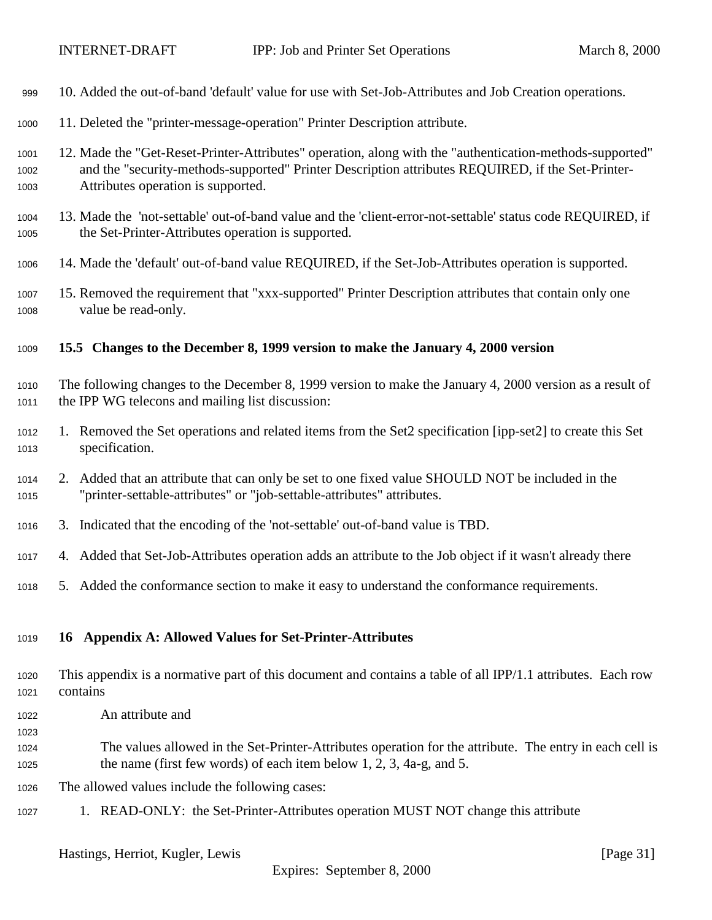10. Added the out-of-band 'default' value for use with Set-Job-Attributes and Job Creation operations.

11. Deleted the "printer-message-operation" Printer Description attribute.

12. Made the "Get-Reset-Printer-Attributes" operation, along with the "authentication-methods-supported" and the "security-methods-supported" Printer Description attributes REQUIRED, if the Set-Printer-Attributes operation is supported.

13. Made the 'not-settable' out-of-band value and the 'client-error-not-settable' status code REQUIRED, if the Set-Printer-Attributes operation is supported.

14. Made the 'default' out-of-band value REQUIRED, if the Set-Job-Attributes operation is supported.

15. Removed the requirement that "xxx-supported" Printer Description attributes that contain only one value be read-only.

### 15.5 Changes to the December 8, 1999 version to make the January 4, 2000 version

The following changes to the December 8, 1999 version to make the January 4, 2000 version as a result of the IPP WG telecons and mailing list discussion:

1. Removed the Set operations and related items from the Set2 specification [ipp-set2] to create this Set specification.
2. Added that an attribute that can only be set to one fixed value SHOULD NOT be included in the "printer-settable-attributes" or "job-settable-attributes" attributes.
3. Indicated that the encoding of the 'not-settable' out-of-band value is TBD.
4. Added that Set-Job-Attributes operation adds an attribute to the Job object if it wasn't already there
5. Added the conformance section to make it easy to understand the conformance requirements.

## 16 Appendix A: Allowed Values for Set-Printer-Attributes

This appendix is a normative part of this document and contains a table of all IPP/1.1 attributes. Each row contains

An attribute and

The values allowed in the Set-Printer-Attributes operation for the attribute. The entry in each cell is the name (first few words) of each item below 1, 2, 3, 4a-g, and 5.

The allowed values include the following cases:

1. READ-ONLY: the Set-Printer-Attributes operation MUST NOT change this attribute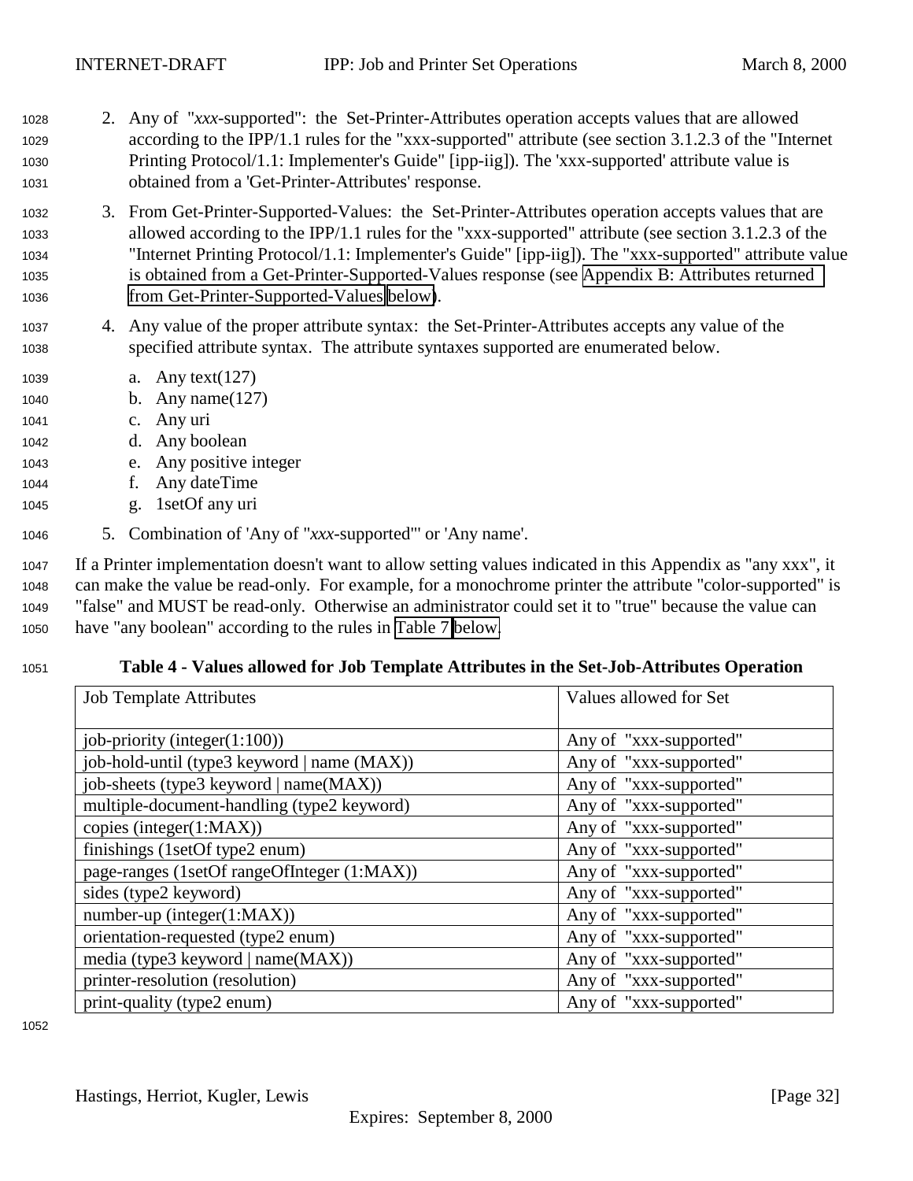2. Any of "*xxx*-supported": the Set-Printer-Attributes operation accepts values that are allowed according to the IPP/1.1 rules for the "xxx-supported" attribute (see section 3.1.2.3 of the "Internet Printing Protocol/1.1: Implementer's Guide" [ipp-iig]). The 'xxx-supported' attribute value is obtained from a 'Get-Printer-Attributes' response.

3. From Get-Printer-Supported-Values: the Set-Printer-Attributes operation accepts values that are allowed according to the IPP/1.1 rules for the "xxx-supported" attribute (see section 3.1.2.3 of the "Internet Printing Protocol/1.1: Implementer's Guide" [ipp-iig]). The "xxx-supported" attribute value is obtained from a Get-Printer-Supported-Values response (see Appendix B: Attributes returned from Get-Printer-Supported-Values below).

4. Any value of the proper attribute syntax: the Set-Printer-Attributes accepts any value of the specified attribute syntax. The attribute syntaxes supported are enumerated below.

   a. Any text(127)
   b. Any name(127)
   c. Any uri
   d. Any boolean
   e. Any positive integer
   f. Any dateTime
   g. 1setOf any uri

5. Combination of 'Any of "*xxx*-supported"' or 'Any name'.

If a Printer implementation doesn't want to allow setting values indicated in this Appendix as "any xxx", it can make the value be read-only. For example, for a monochrome printer the attribute "color-supported" is "false" and MUST be read-only. Otherwise an administrator could set it to "true" because the value can have "any boolean" according to the rules in Table 7 below.

**Table 4 - Values allowed for Job Template Attributes in the Set-Job-Attributes Operation**

| Job Template Attributes | Values allowed for Set |
|---|---|
| job-priority (integer(1:100)) | Any of "xxx-supported" |
| job-hold-until (type3 keyword \| name (MAX)) | Any of "xxx-supported" |
| job-sheets (type3 keyword \| name(MAX)) | Any of "xxx-supported" |
| multiple-document-handling (type2 keyword) | Any of "xxx-supported" |
| copies (integer(1:MAX)) | Any of "xxx-supported" |
| finishings (1setOf type2 enum) | Any of "xxx-supported" |
| page-ranges (1setOf rangeOfInteger (1:MAX)) | Any of "xxx-supported" |
| sides (type2 keyword) | Any of "xxx-supported" |
| number-up (integer(1:MAX)) | Any of "xxx-supported" |
| orientation-requested (type2 enum) | Any of "xxx-supported" |
| media (type3 keyword \| name(MAX)) | Any of "xxx-supported" |
| printer-resolution (resolution) | Any of "xxx-supported" |
| print-quality (type2 enum) | Any of "xxx-supported" |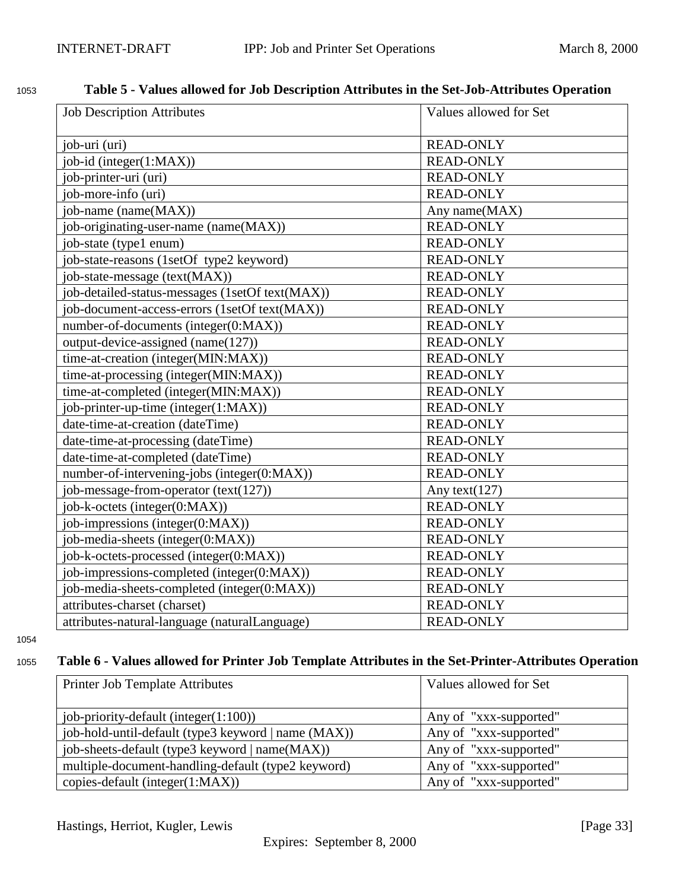**Table 5 - Values allowed for Job Description Attributes in the Set-Job-Attributes Operation**

| Job Description Attributes | Values allowed for Set |
|---|---|
| job-uri (uri) | READ-ONLY |
| job-id (integer(1:MAX)) | READ-ONLY |
| job-printer-uri (uri) | READ-ONLY |
| job-more-info (uri) | READ-ONLY |
| job-name (name(MAX)) | Any name(MAX) |
| job-originating-user-name (name(MAX)) | READ-ONLY |
| job-state (type1 enum) | READ-ONLY |
| job-state-reasons (1setOf type2 keyword) | READ-ONLY |
| job-state-message (text(MAX)) | READ-ONLY |
| job-detailed-status-messages (1setOf text(MAX)) | READ-ONLY |
| job-document-access-errors (1setOf text(MAX)) | READ-ONLY |
| number-of-documents (integer(0:MAX)) | READ-ONLY |
| output-device-assigned (name(127)) | READ-ONLY |
| time-at-creation (integer(MIN:MAX)) | READ-ONLY |
| time-at-processing (integer(MIN:MAX)) | READ-ONLY |
| time-at-completed (integer(MIN:MAX)) | READ-ONLY |
| job-printer-up-time (integer(1:MAX)) | READ-ONLY |
| date-time-at-creation (dateTime) | READ-ONLY |
| date-time-at-processing (dateTime) | READ-ONLY |
| date-time-at-completed (dateTime) | READ-ONLY |
| number-of-intervening-jobs (integer(0:MAX)) | READ-ONLY |
| job-message-from-operator (text(127)) | Any text(127) |
| job-k-octets (integer(0:MAX)) | READ-ONLY |
| job-impressions (integer(0:MAX)) | READ-ONLY |
| job-media-sheets (integer(0:MAX)) | READ-ONLY |
| job-k-octets-processed (integer(0:MAX)) | READ-ONLY |
| job-impressions-completed (integer(0:MAX)) | READ-ONLY |
| job-media-sheets-completed (integer(0:MAX)) | READ-ONLY |
| attributes-charset (charset) | READ-ONLY |
| attributes-natural-language (naturalLanguage) | READ-ONLY |

**Table 6 - Values allowed for Printer Job Template Attributes in the Set-Printer-Attributes Operation**

| Printer Job Template Attributes | Values allowed for Set |
|---|---|
| job-priority-default (integer(1:100)) | Any of "xxx-supported" |
| job-hold-until-default (type3 keyword \| name (MAX)) | Any of "xxx-supported" |
| job-sheets-default (type3 keyword \| name(MAX)) | Any of "xxx-supported" |
| multiple-document-handling-default (type2 keyword) | Any of "xxx-supported" |
| copies-default (integer(1:MAX)) | Any of "xxx-supported" |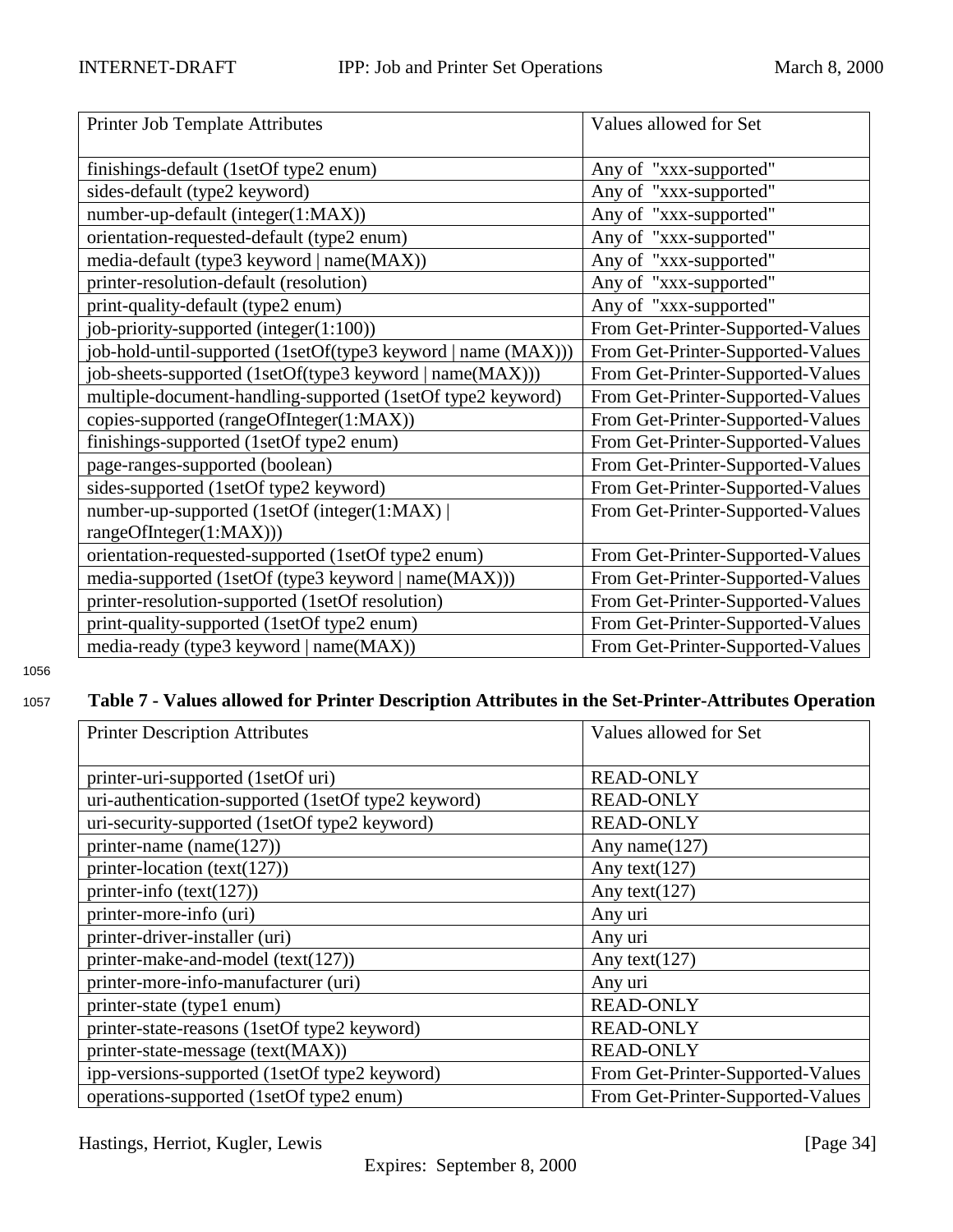| Printer Job Template Attributes | Values allowed for Set |
|---|---|
| finishings-default (1setOf type2 enum) | Any of "xxx-supported" |
| sides-default (type2 keyword) | Any of "xxx-supported" |
| number-up-default (integer(1:MAX)) | Any of "xxx-supported" |
| orientation-requested-default (type2 enum) | Any of "xxx-supported" |
| media-default (type3 keyword \| name(MAX)) | Any of "xxx-supported" |
| printer-resolution-default (resolution) | Any of "xxx-supported" |
| print-quality-default (type2 enum) | Any of "xxx-supported" |
| job-priority-supported (integer(1:100)) | From Get-Printer-Supported-Values |
| job-hold-until-supported (1setOf(type3 keyword \| name (MAX))) | From Get-Printer-Supported-Values |
| job-sheets-supported (1setOf(type3 keyword \| name(MAX))) | From Get-Printer-Supported-Values |
| multiple-document-handling-supported (1setOf type2 keyword) | From Get-Printer-Supported-Values |
| copies-supported (rangeOfInteger(1:MAX)) | From Get-Printer-Supported-Values |
| finishings-supported (1setOf type2 enum) | From Get-Printer-Supported-Values |
| page-ranges-supported (boolean) | From Get-Printer-Supported-Values |
| sides-supported (1setOf type2 keyword) | From Get-Printer-Supported-Values |
| number-up-supported (1setOf (integer(1:MAX) \| rangeOfInteger(1:MAX))) | From Get-Printer-Supported-Values |
| orientation-requested-supported (1setOf type2 enum) | From Get-Printer-Supported-Values |
| media-supported (1setOf (type3 keyword \| name(MAX))) | From Get-Printer-Supported-Values |
| printer-resolution-supported (1setOf resolution) | From Get-Printer-Supported-Values |
| print-quality-supported (1setOf type2 enum) | From Get-Printer-Supported-Values |
| media-ready (type3 keyword \| name(MAX)) | From Get-Printer-Supported-Values |

**Table 7 - Values allowed for Printer Description Attributes in the Set-Printer-Attributes Operation**

| Printer Description Attributes | Values allowed for Set |
|---|---|
| printer-uri-supported (1setOf uri) | READ-ONLY |
| uri-authentication-supported (1setOf type2 keyword) | READ-ONLY |
| uri-security-supported (1setOf type2 keyword) | READ-ONLY |
| printer-name (name(127)) | Any name(127) |
| printer-location (text(127)) | Any text(127) |
| printer-info (text(127)) | Any text(127) |
| printer-more-info (uri) | Any uri |
| printer-driver-installer (uri) | Any uri |
| printer-make-and-model (text(127)) | Any text(127) |
| printer-more-info-manufacturer (uri) | Any uri |
| printer-state (type1 enum) | READ-ONLY |
| printer-state-reasons (1setOf type2 keyword) | READ-ONLY |
| printer-state-message (text(MAX)) | READ-ONLY |
| ipp-versions-supported (1setOf type2 keyword) | From Get-Printer-Supported-Values |
| operations-supported (1setOf type2 enum) | From Get-Printer-Supported-Values |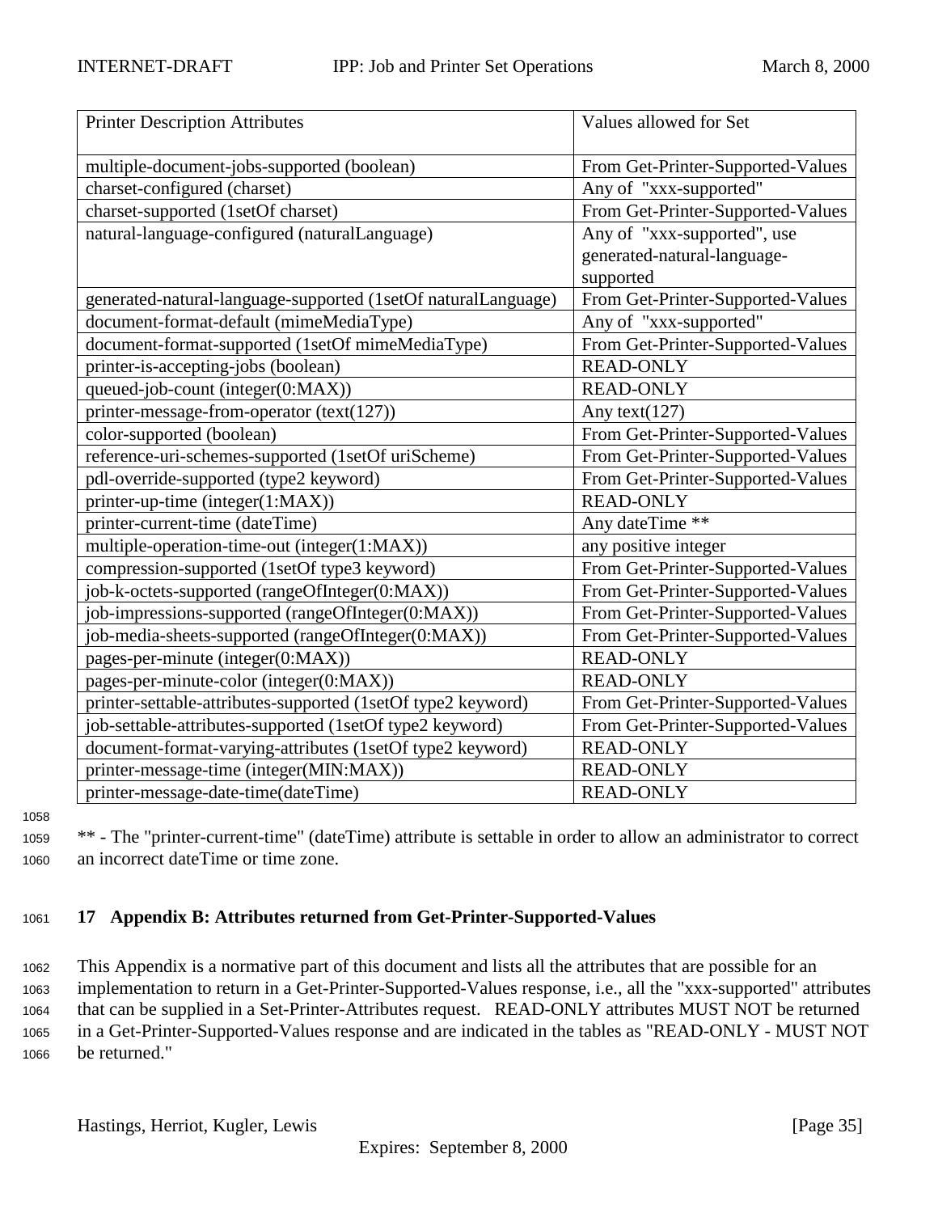| Printer Description Attributes | Values allowed for Set |
|---|---|
| multiple-document-jobs-supported (boolean) | From Get-Printer-Supported-Values |
| charset-configured (charset) | Any of "xxx-supported" |
| charset-supported (1setOf charset) | From Get-Printer-Supported-Values |
| natural-language-configured (naturalLanguage) | Any of "xxx-supported", use generated-natural-language-supported |
| generated-natural-language-supported (1setOf naturalLanguage) | From Get-Printer-Supported-Values |
| document-format-default (mimeMediaType) | Any of "xxx-supported" |
| document-format-supported (1setOf mimeMediaType) | From Get-Printer-Supported-Values |
| printer-is-accepting-jobs (boolean) | READ-ONLY |
| queued-job-count (integer(0:MAX)) | READ-ONLY |
| printer-message-from-operator (text(127)) | Any text(127) |
| color-supported (boolean) | From Get-Printer-Supported-Values |
| reference-uri-schemes-supported (1setOf uriScheme) | From Get-Printer-Supported-Values |
| pdl-override-supported (type2 keyword) | From Get-Printer-Supported-Values |
| printer-up-time (integer(1:MAX)) | READ-ONLY |
| printer-current-time (dateTime) | Any dateTime ** |
| multiple-operation-time-out (integer(1:MAX)) | any positive integer |
| compression-supported (1setOf type3 keyword) | From Get-Printer-Supported-Values |
| job-k-octets-supported (rangeOfInteger(0:MAX)) | From Get-Printer-Supported-Values |
| job-impressions-supported (rangeOfInteger(0:MAX)) | From Get-Printer-Supported-Values |
| job-media-sheets-supported (rangeOfInteger(0:MAX)) | From Get-Printer-Supported-Values |
| pages-per-minute (integer(0:MAX)) | READ-ONLY |
| pages-per-minute-color (integer(0:MAX)) | READ-ONLY |
| printer-settable-attributes-supported (1setOf type2 keyword) | From Get-Printer-Supported-Values |
| job-settable-attributes-supported (1setOf type2 keyword) | From Get-Printer-Supported-Values |
| document-format-varying-attributes (1setOf type2 keyword) | READ-ONLY |
| printer-message-time (integer(MIN:MAX)) | READ-ONLY |
| printer-message-date-time(dateTime) | READ-ONLY |

** - The "printer-current-time" (dateTime) attribute is settable in order to allow an administrator to correct an incorrect dateTime or time zone.

## 17 Appendix B: Attributes returned from Get-Printer-Supported-Values

This Appendix is a normative part of this document and lists all the attributes that are possible for an implementation to return in a Get-Printer-Supported-Values response, i.e., all the "xxx-supported" attributes that can be supplied in a Set-Printer-Attributes request. READ-ONLY attributes MUST NOT be returned in a Get-Printer-Supported-Values response and are indicated in the tables as "READ-ONLY - MUST NOT be returned."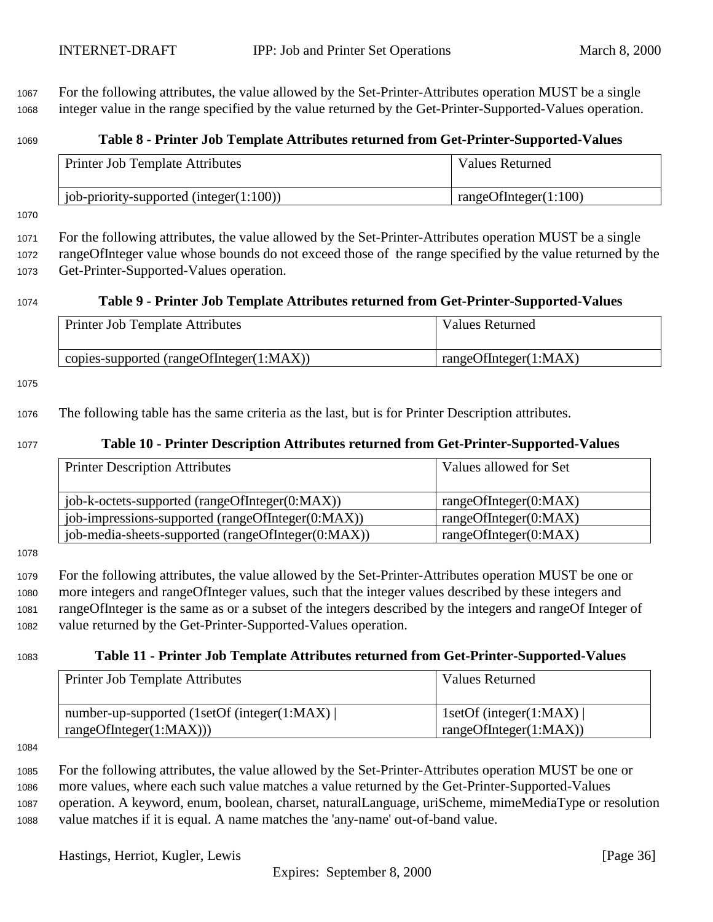For the following attributes, the value allowed by the Set-Printer-Attributes operation MUST be a single integer value in the range specified by the value returned by the Get-Printer-Supported-Values operation.

**Table 8 - Printer Job Template Attributes returned from Get-Printer-Supported-Values**

| Printer Job Template Attributes | Values Returned |
|---|---|
| job-priority-supported (integer(1:100)) | rangeOfInteger(1:100) |

For the following attributes, the value allowed by the Set-Printer-Attributes operation MUST be a single rangeOfInteger value whose bounds do not exceed those of the range specified by the value returned by the Get-Printer-Supported-Values operation.

**Table 9 - Printer Job Template Attributes returned from Get-Printer-Supported-Values**

| Printer Job Template Attributes | Values Returned |
|---|---|
| copies-supported (rangeOfInteger(1:MAX)) | rangeOfInteger(1:MAX) |

The following table has the same criteria as the last, but is for Printer Description attributes.

**Table 10 - Printer Description Attributes returned from Get-Printer-Supported-Values**

| Printer Description Attributes | Values allowed for Set |
|---|---|
| job-k-octets-supported (rangeOfInteger(0:MAX)) | rangeOfInteger(0:MAX) |
| job-impressions-supported (rangeOfInteger(0:MAX)) | rangeOfInteger(0:MAX) |
| job-media-sheets-supported (rangeOfInteger(0:MAX)) | rangeOfInteger(0:MAX) |

For the following attributes, the value allowed by the Set-Printer-Attributes operation MUST be one or more integers and rangeOfInteger values, such that the integer values described by these integers and rangeOfInteger is the same as or a subset of the integers described by the integers and rangeOf Integer of value returned by the Get-Printer-Supported-Values operation.

**Table 11 - Printer Job Template Attributes returned from Get-Printer-Supported-Values**

| Printer Job Template Attributes | Values Returned |
|---|---|
| number-up-supported (1setOf (integer(1:MAX) \| rangeOfInteger(1:MAX))) | 1setOf (integer(1:MAX) \| rangeOfInteger(1:MAX)) |

For the following attributes, the value allowed by the Set-Printer-Attributes operation MUST be one or more values, where each such value matches a value returned by the Get-Printer-Supported-Values operation. A keyword, enum, boolean, charset, naturalLanguage, uriScheme, mimeMediaType or resolution value matches if it is equal. A name matches the 'any-name' out-of-band value.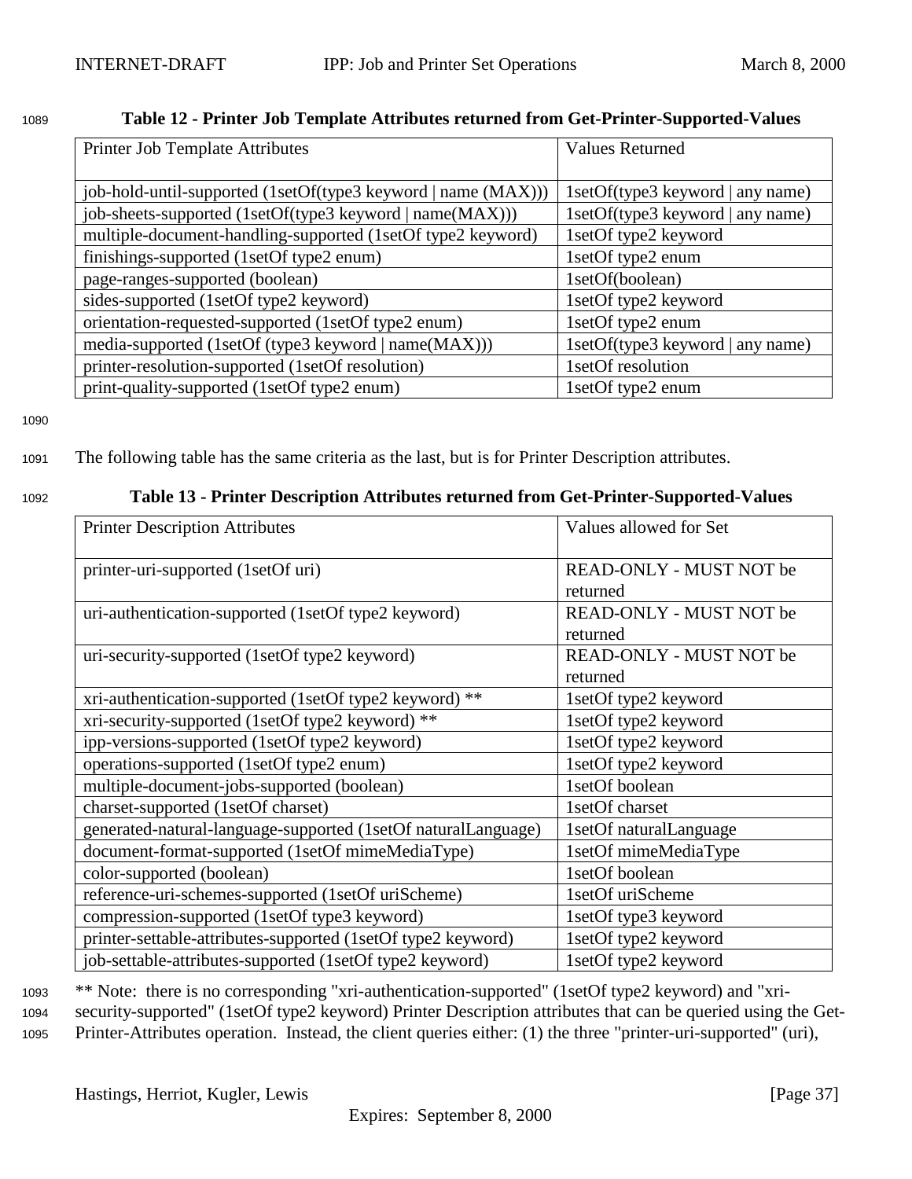**Table 12 - Printer Job Template Attributes returned from Get-Printer-Supported-Values**

| Printer Job Template Attributes | Values Returned |
|---|---|
| job-hold-until-supported (1setOf(type3 keyword \| name (MAX))) | 1setOf(type3 keyword \| any name) |
| job-sheets-supported (1setOf(type3 keyword \| name(MAX))) | 1setOf(type3 keyword \| any name) |
| multiple-document-handling-supported (1setOf type2 keyword) | 1setOf type2 keyword |
| finishings-supported (1setOf type2 enum) | 1setOf type2 enum |
| page-ranges-supported (boolean) | 1setOf(boolean) |
| sides-supported (1setOf type2 keyword) | 1setOf type2 keyword |
| orientation-requested-supported (1setOf type2 enum) | 1setOf type2 enum |
| media-supported (1setOf (type3 keyword \| name(MAX))) | 1setOf(type3 keyword \| any name) |
| printer-resolution-supported (1setOf resolution) | 1setOf resolution |
| print-quality-supported (1setOf type2 enum) | 1setOf type2 enum |

The following table has the same criteria as the last, but is for Printer Description attributes.

**Table 13 - Printer Description Attributes returned from Get-Printer-Supported-Values**

| Printer Description Attributes | Values allowed for Set |
|---|---|
| printer-uri-supported (1setOf uri) | READ-ONLY - MUST NOT be returned |
| uri-authentication-supported (1setOf type2 keyword) | READ-ONLY - MUST NOT be returned |
| uri-security-supported (1setOf type2 keyword) | READ-ONLY - MUST NOT be returned |
| xri-authentication-supported (1setOf type2 keyword) ** | 1setOf type2 keyword |
| xri-security-supported (1setOf type2 keyword) ** | 1setOf type2 keyword |
| ipp-versions-supported (1setOf type2 keyword) | 1setOf type2 keyword |
| operations-supported (1setOf type2 enum) | 1setOf type2 keyword |
| multiple-document-jobs-supported (boolean) | 1setOf boolean |
| charset-supported (1setOf charset) | 1setOf charset |
| generated-natural-language-supported (1setOf naturalLanguage) | 1setOf naturalLanguage |
| document-format-supported (1setOf mimeMediaType) | 1setOf mimeMediaType |
| color-supported (boolean) | 1setOf boolean |
| reference-uri-schemes-supported (1setOf uriScheme) | 1setOf uriScheme |
| compression-supported (1setOf type3 keyword) | 1setOf type3 keyword |
| printer-settable-attributes-supported (1setOf type2 keyword) | 1setOf type2 keyword |
| job-settable-attributes-supported (1setOf type2 keyword) | 1setOf type2 keyword |

** Note: there is no corresponding "xri-authentication-supported" (1setOf type2 keyword) and "xri-security-supported" (1setOf type2 keyword) Printer Description attributes that can be queried using the Get-Printer-Attributes operation. Instead, the client queries either: (1) the three "printer-uri-supported" (uri),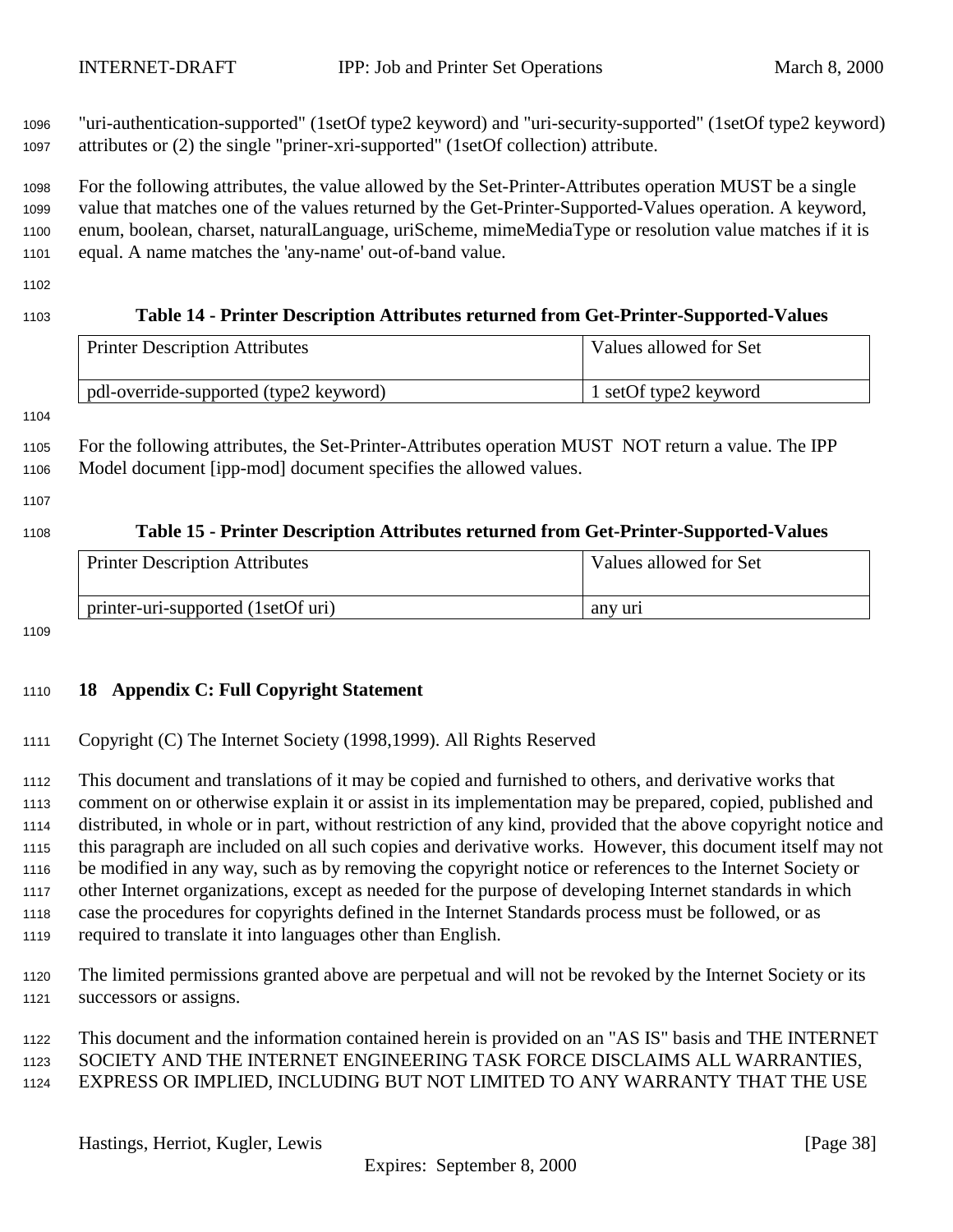"uri-authentication-supported" (1setOf type2 keyword) and "uri-security-supported" (1setOf type2 keyword) attributes or (2) the single "priner-xri-supported" (1setOf collection) attribute.

For the following attributes, the value allowed by the Set-Printer-Attributes operation MUST be a single value that matches one of the values returned by the Get-Printer-Supported-Values operation. A keyword, enum, boolean, charset, naturalLanguage, uriScheme, mimeMediaType or resolution value matches if it is equal. A name matches the 'any-name' out-of-band value.

**Table 14 - Printer Description Attributes returned from Get-Printer-Supported-Values**

| Printer Description Attributes | Values allowed for Set |
|---|---|
| pdl-override-supported (type2 keyword) | 1 setOf type2 keyword |

For the following attributes, the Set-Printer-Attributes operation MUST NOT return a value. The IPP Model document [ipp-mod] document specifies the allowed values.

**Table 15 - Printer Description Attributes returned from Get-Printer-Supported-Values**

| Printer Description Attributes | Values allowed for Set |
|---|---|
| printer-uri-supported (1setOf uri) | any uri |

## 18 Appendix C: Full Copyright Statement

Copyright (C) The Internet Society (1998,1999). All Rights Reserved

This document and translations of it may be copied and furnished to others, and derivative works that comment on or otherwise explain it or assist in its implementation may be prepared, copied, published and distributed, in whole or in part, without restriction of any kind, provided that the above copyright notice and this paragraph are included on all such copies and derivative works. However, this document itself may not be modified in any way, such as by removing the copyright notice or references to the Internet Society or other Internet organizations, except as needed for the purpose of developing Internet standards in which case the procedures for copyrights defined in the Internet Standards process must be followed, or as required to translate it into languages other than English.

The limited permissions granted above are perpetual and will not be revoked by the Internet Society or its successors or assigns.

This document and the information contained herein is provided on an "AS IS" basis and THE INTERNET SOCIETY AND THE INTERNET ENGINEERING TASK FORCE DISCLAIMS ALL WARRANTIES, EXPRESS OR IMPLIED, INCLUDING BUT NOT LIMITED TO ANY WARRANTY THAT THE USE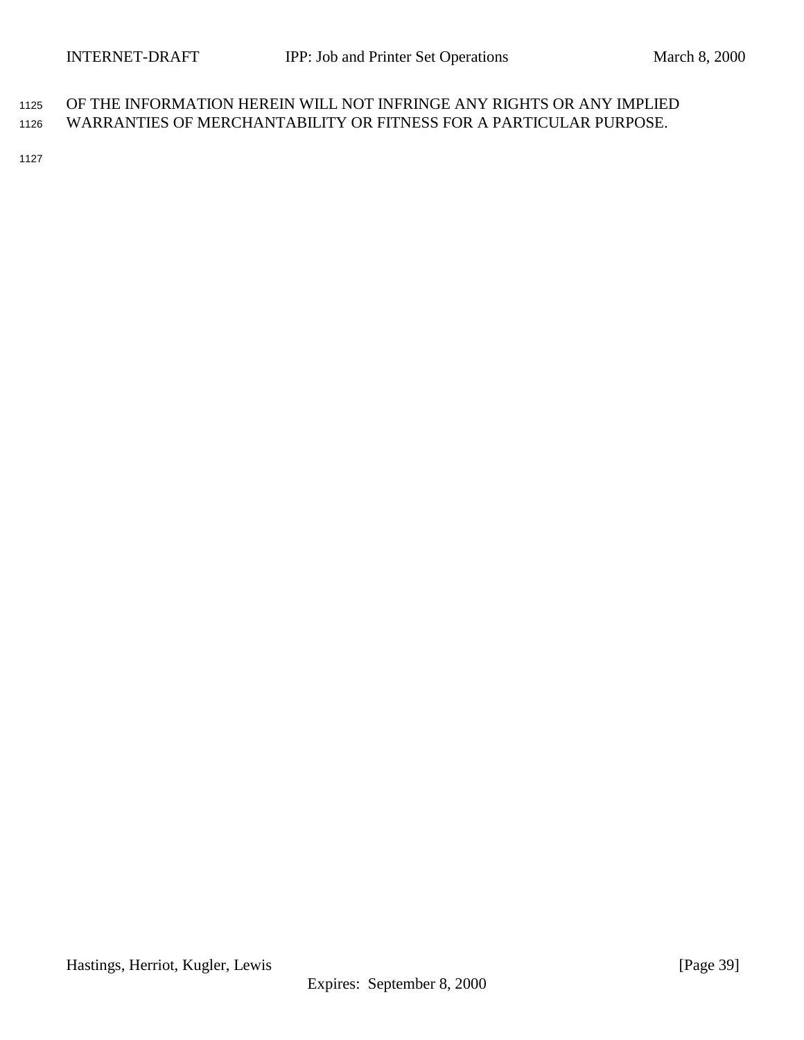OF THE INFORMATION HEREIN WILL NOT INFRINGE ANY RIGHTS OR ANY IMPLIED WARRANTIES OF MERCHANTABILITY OR FITNESS FOR A PARTICULAR PURPOSE.